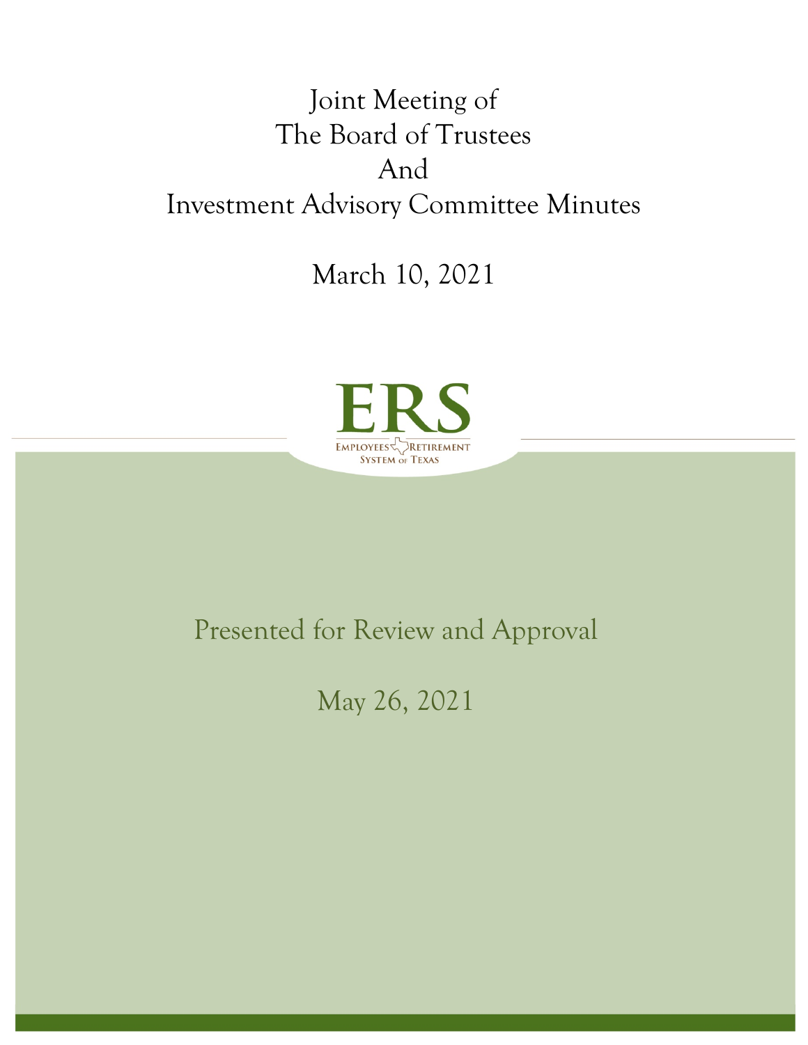# Joint Meeting of The Board of Trustees And Investment Advisory Committee Minutes

March 10, 2021

ERS

Employees Retirement System of Texas

Presented for Review and Approval

May 26, 2021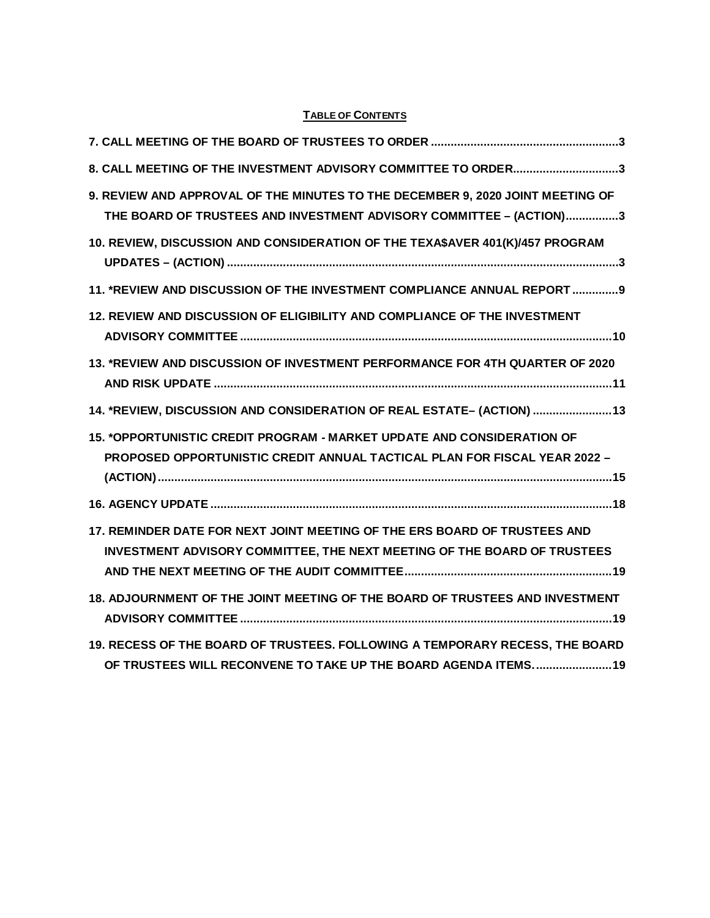**TABLE OF CONTENTS**

7. CALL MEETING OF THE BOARD OF TRUSTEES TO ORDER ........................................................ 3

8. CALL MEETING OF THE INVESTMENT ADVISORY COMMITTEE TO ORDER................................ 3

9. REVIEW AND APPROVAL OF THE MINUTES TO THE DECEMBER 9, 2020 JOINT MEETING OF THE BOARD OF TRUSTEES AND INVESTMENT ADVISORY COMMITTEE – (ACTION)................ 3

10. REVIEW, DISCUSSION AND CONSIDERATION OF THE TEXA$AVER 401(K)/457 PROGRAM UPDATES – (ACTION) ....................................................................................................................... 3

11. *REVIEW AND DISCUSSION OF THE INVESTMENT COMPLIANCE ANNUAL REPORT .............. 9

12. REVIEW AND DISCUSSION OF ELIGIBILITY AND COMPLIANCE OF THE INVESTMENT ADVISORY COMMITTEE ................................................................................................................ 10

13. *REVIEW AND DISCUSSION OF INVESTMENT PERFORMANCE FOR 4TH QUARTER OF 2020 AND RISK UPDATE ........................................................................................................................ 11

14. *REVIEW, DISCUSSION AND CONSIDERATION OF REAL ESTATE– (ACTION) ........................ 13

15. *OPPORTUNISTIC CREDIT PROGRAM - MARKET UPDATE AND CONSIDERATION OF PROPOSED OPPORTUNISTIC CREDIT ANNUAL TACTICAL PLAN FOR FISCAL YEAR 2022 – (ACTION).......................................................................................................................................... 15

16. AGENCY UPDATE ........................................................................................................................ 18

17. REMINDER DATE FOR NEXT JOINT MEETING OF THE ERS BOARD OF TRUSTEES AND INVESTMENT ADVISORY COMMITTEE, THE NEXT MEETING OF THE BOARD OF TRUSTEES AND THE NEXT MEETING OF THE AUDIT COMMITTEE.............................................................. 19

18. ADJOURNMENT OF THE JOINT MEETING OF THE BOARD OF TRUSTEES AND INVESTMENT ADVISORY COMMITTEE ................................................................................................................ 19

19. RECESS OF THE BOARD OF TRUSTEES. FOLLOWING A TEMPORARY RECESS, THE BOARD OF TRUSTEES WILL RECONVENE TO TAKE UP THE BOARD AGENDA ITEMS. ....................... 19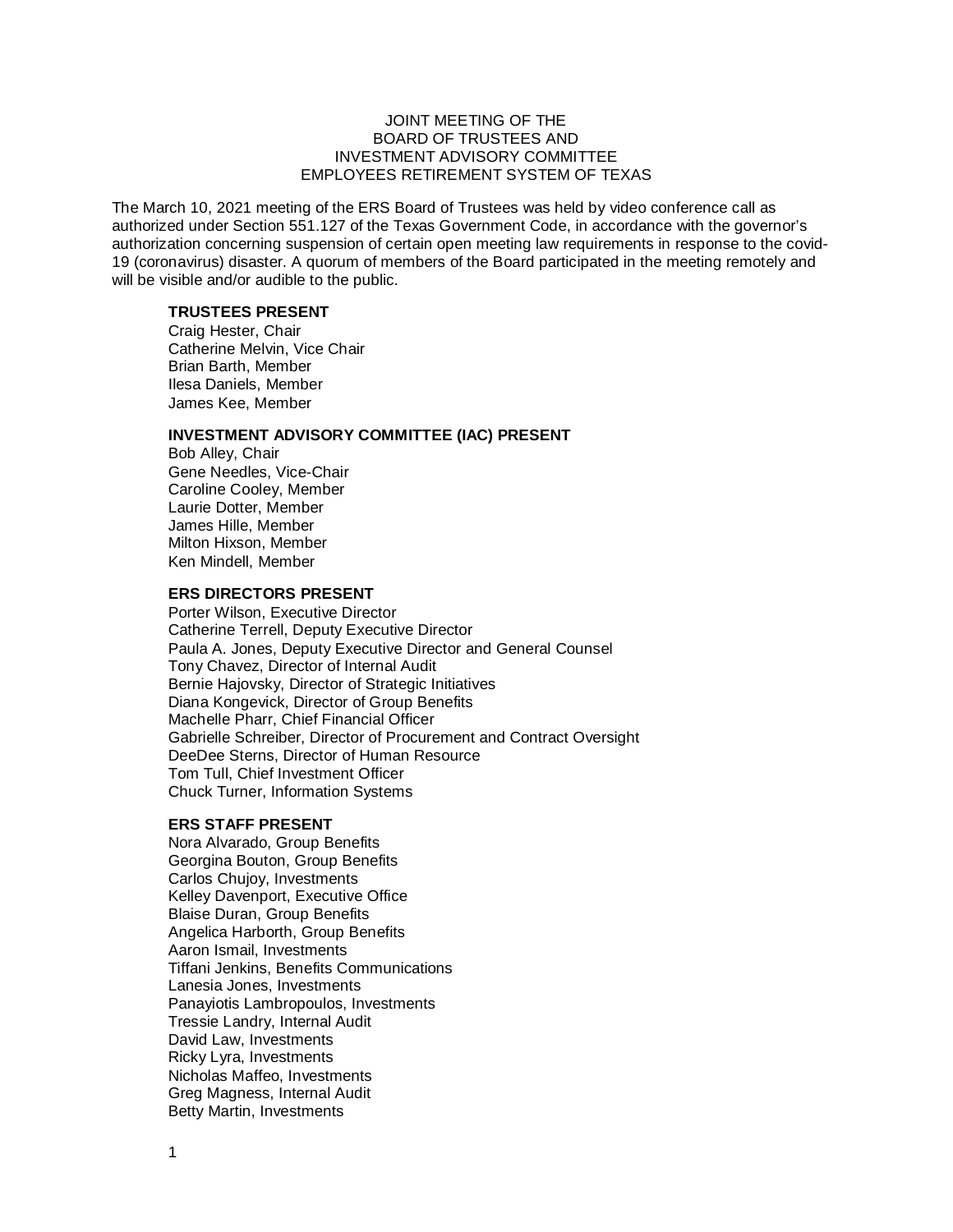JOINT MEETING OF THE
BOARD OF TRUSTEES AND
INVESTMENT ADVISORY COMMITTEE
EMPLOYEES RETIREMENT SYSTEM OF TEXAS

The March 10, 2021 meeting of the ERS Board of Trustees was held by video conference call as authorized under Section 551.127 of the Texas Government Code, in accordance with the governor's authorization concerning suspension of certain open meeting law requirements in response to the covid-19 (coronavirus) disaster. A quorum of members of the Board participated in the meeting remotely and will be visible and/or audible to the public.

**TRUSTEES PRESENT**

Craig Hester, Chair
Catherine Melvin, Vice Chair
Brian Barth, Member
Ilesa Daniels, Member
James Kee, Member

**INVESTMENT ADVISORY COMMITTEE (IAC) PRESENT**

Bob Alley, Chair
Gene Needles, Vice-Chair
Caroline Cooley, Member
Laurie Dotter, Member
James Hille, Member
Milton Hixson, Member
Ken Mindell, Member

**ERS DIRECTORS PRESENT**

Porter Wilson, Executive Director
Catherine Terrell, Deputy Executive Director
Paula A. Jones, Deputy Executive Director and General Counsel
Tony Chavez, Director of Internal Audit
Bernie Hajovsky, Director of Strategic Initiatives
Diana Kongevick, Director of Group Benefits
Machelle Pharr, Chief Financial Officer
Gabrielle Schreiber, Director of Procurement and Contract Oversight
DeeDee Sterns, Director of Human Resource
Tom Tull, Chief Investment Officer
Chuck Turner, Information Systems

**ERS STAFF PRESENT**

Nora Alvarado, Group Benefits
Georgina Bouton, Group Benefits
Carlos Chujoy, Investments
Kelley Davenport, Executive Office
Blaise Duran, Group Benefits
Angelica Harborth, Group Benefits
Aaron Ismail, Investments
Tiffani Jenkins, Benefits Communications
Lanesia Jones, Investments
Panayiotis Lambropoulos, Investments
Tressie Landry, Internal Audit
David Law, Investments
Ricky Lyra, Investments
Nicholas Maffeo, Investments
Greg Magness, Internal Audit
Betty Martin, Investments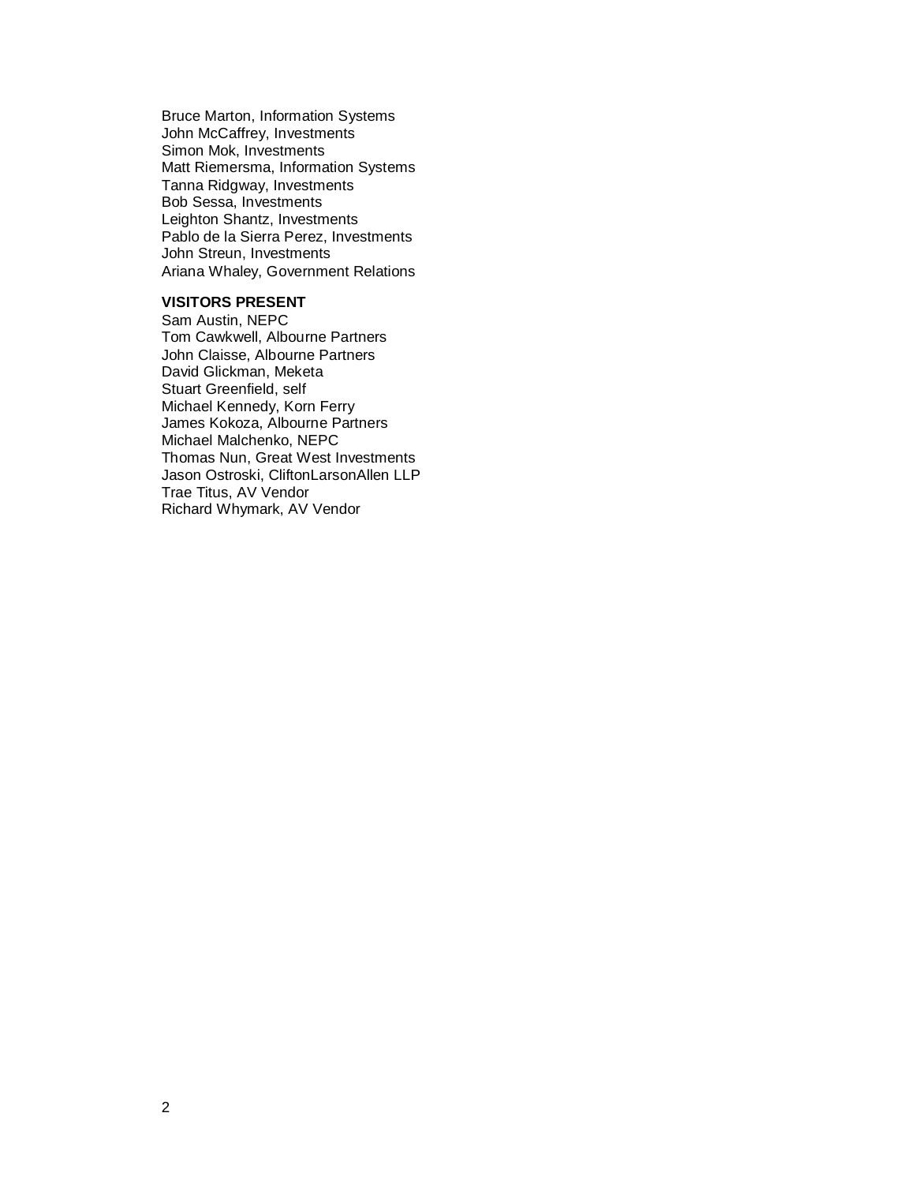Bruce Marton, Information Systems
John McCaffrey, Investments
Simon Mok, Investments
Matt Riemersma, Information Systems
Tanna Ridgway, Investments
Bob Sessa, Investments
Leighton Shantz, Investments
Pablo de la Sierra Perez, Investments
John Streun, Investments
Ariana Whaley, Government Relations

**VISITORS PRESENT**

Sam Austin, NEPC
Tom Cawkwell, Albourne Partners
John Claisse, Albourne Partners
David Glickman, Meketa
Stuart Greenfield, self
Michael Kennedy, Korn Ferry
James Kokoza, Albourne Partners
Michael Malchenko, NEPC
Thomas Nun, Great West Investments
Jason Ostroski, CliftonLarsonAllen LLP
Trae Titus, AV Vendor
Richard Whymark, AV Vendor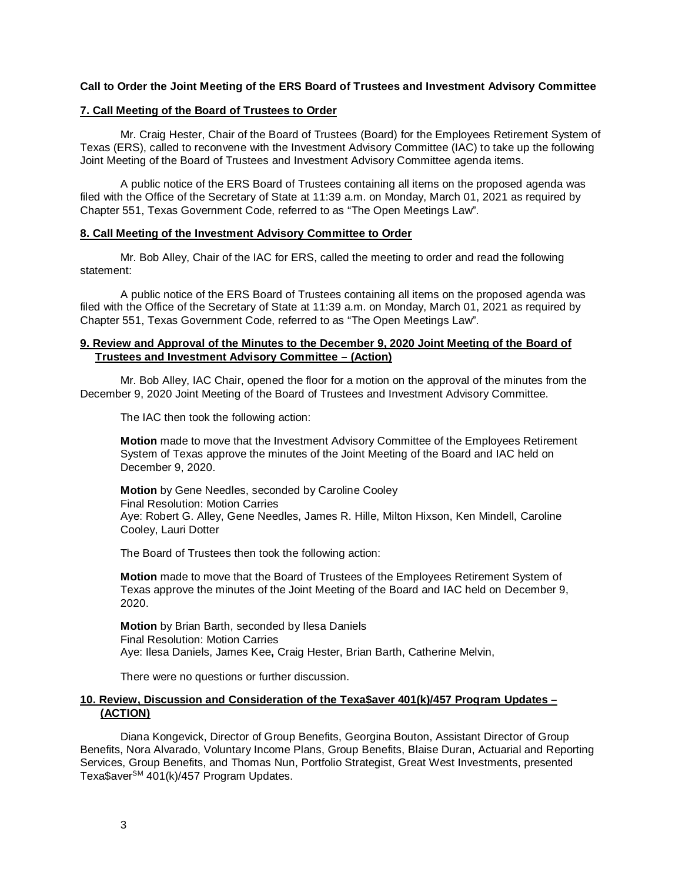**Call to Order the Joint Meeting of the ERS Board of Trustees and Investment Advisory Committee**

**7. Call Meeting of the Board of Trustees to Order**

Mr. Craig Hester, Chair of the Board of Trustees (Board) for the Employees Retirement System of Texas (ERS), called to reconvene with the Investment Advisory Committee (IAC) to take up the following Joint Meeting of the Board of Trustees and Investment Advisory Committee agenda items.

A public notice of the ERS Board of Trustees containing all items on the proposed agenda was filed with the Office of the Secretary of State at 11:39 a.m. on Monday, March 01, 2021 as required by Chapter 551, Texas Government Code, referred to as "The Open Meetings Law".

**8. Call Meeting of the Investment Advisory Committee to Order**

Mr. Bob Alley, Chair of the IAC for ERS, called the meeting to order and read the following statement:

A public notice of the ERS Board of Trustees containing all items on the proposed agenda was filed with the Office of the Secretary of State at 11:39 a.m. on Monday, March 01, 2021 as required by Chapter 551, Texas Government Code, referred to as "The Open Meetings Law".

**9. Review and Approval of the Minutes to the December 9, 2020 Joint Meeting of the Board of Trustees and Investment Advisory Committee – (Action)**

Mr. Bob Alley, IAC Chair, opened the floor for a motion on the approval of the minutes from the December 9, 2020 Joint Meeting of the Board of Trustees and Investment Advisory Committee.

The IAC then took the following action:

> **Motion** made to move that the Investment Advisory Committee of the Employees Retirement System of Texas approve the minutes of the Joint Meeting of the Board and IAC held on December 9, 2020.
>
> **Motion** by Gene Needles, seconded by Caroline Cooley
> Final Resolution: Motion Carries
> Aye: Robert G. Alley, Gene Needles, James R. Hille, Milton Hixson, Ken Mindell, Caroline Cooley, Lauri Dotter

The Board of Trustees then took the following action:

> **Motion** made to move that the Board of Trustees of the Employees Retirement System of Texas approve the minutes of the Joint Meeting of the Board and IAC held on December 9, 2020.
>
> **Motion** by Brian Barth, seconded by Ilesa Daniels
> Final Resolution: Motion Carries
> Aye: Ilesa Daniels, James Kee**,** Craig Hester, Brian Barth, Catherine Melvin,

There were no questions or further discussion.

**10. Review, Discussion and Consideration of the Texa$aver 401(k)/457 Program Updates – (ACTION)**

Diana Kongevick, Director of Group Benefits, Georgina Bouton, Assistant Director of Group Benefits, Nora Alvarado, Voluntary Income Plans, Group Benefits, Blaise Duran, Actuarial and Reporting Services, Group Benefits, and Thomas Nun, Portfolio Strategist, Great West Investments, presented Texa$aver[SM] 401(k)/457 Program Updates.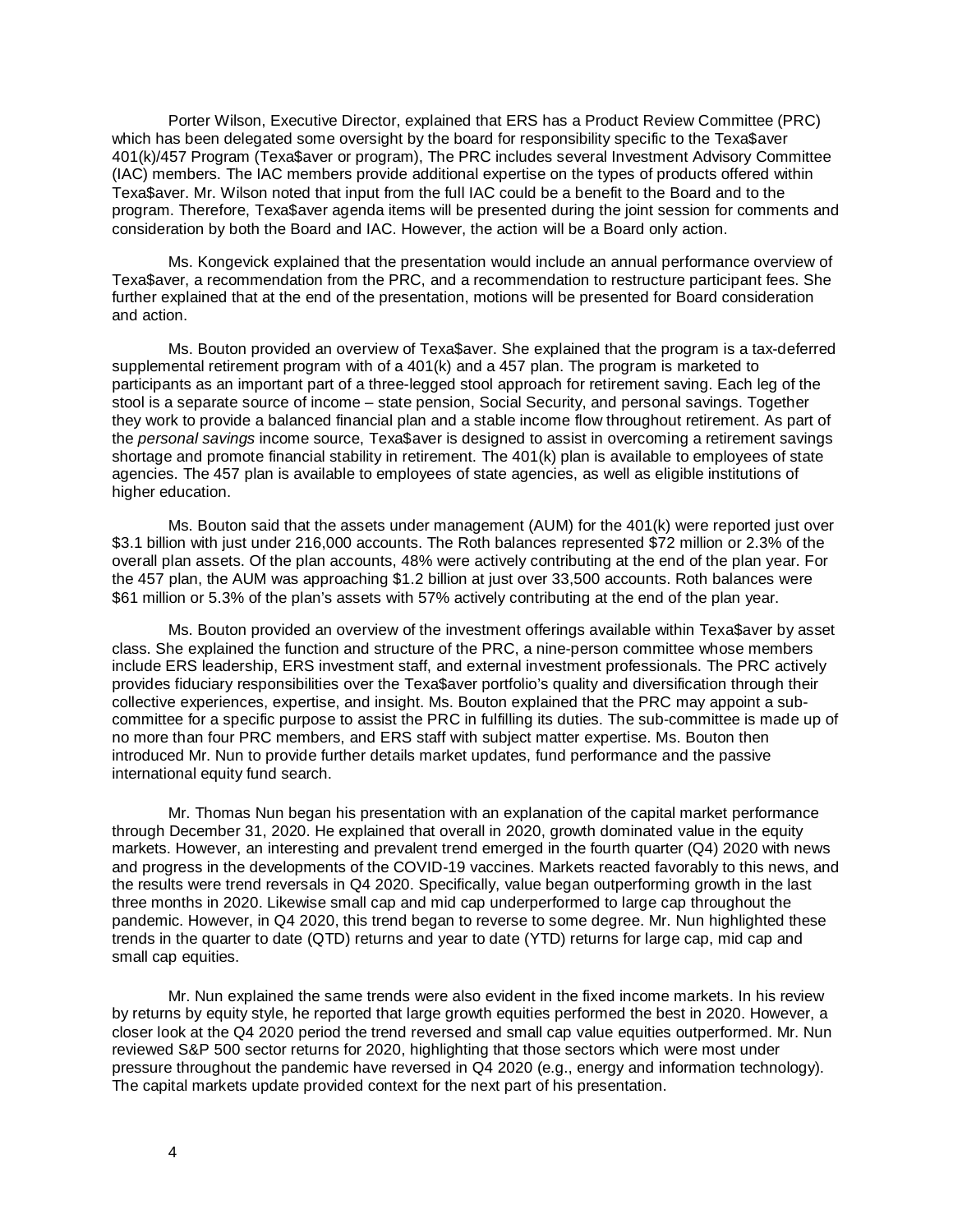Porter Wilson, Executive Director, explained that ERS has a Product Review Committee (PRC) which has been delegated some oversight by the board for responsibility specific to the Texa$aver 401(k)/457 Program (Texa$aver or program), The PRC includes several Investment Advisory Committee (IAC) members. The IAC members provide additional expertise on the types of products offered within Texa$aver. Mr. Wilson noted that input from the full IAC could be a benefit to the Board and to the program. Therefore, Texa$aver agenda items will be presented during the joint session for comments and consideration by both the Board and IAC. However, the action will be a Board only action.

Ms. Kongevick explained that the presentation would include an annual performance overview of Texa$aver, a recommendation from the PRC, and a recommendation to restructure participant fees. She further explained that at the end of the presentation, motions will be presented for Board consideration and action.

Ms. Bouton provided an overview of Texa$aver. She explained that the program is a tax-deferred supplemental retirement program with of a 401(k) and a 457 plan. The program is marketed to participants as an important part of a three-legged stool approach for retirement saving. Each leg of the stool is a separate source of income – state pension, Social Security, and personal savings. Together they work to provide a balanced financial plan and a stable income flow throughout retirement. As part of the *personal savings* income source, Texa$aver is designed to assist in overcoming a retirement savings shortage and promote financial stability in retirement. The 401(k) plan is available to employees of state agencies. The 457 plan is available to employees of state agencies, as well as eligible institutions of higher education.

Ms. Bouton said that the assets under management (AUM) for the 401(k) were reported just over $3.1 billion with just under 216,000 accounts. The Roth balances represented $72 million or 2.3% of the overall plan assets. Of the plan accounts, 48% were actively contributing at the end of the plan year. For the 457 plan, the AUM was approaching $1.2 billion at just over 33,500 accounts. Roth balances were $61 million or 5.3% of the plan's assets with 57% actively contributing at the end of the plan year.

Ms. Bouton provided an overview of the investment offerings available within Texa$aver by asset class. She explained the function and structure of the PRC, a nine-person committee whose members include ERS leadership, ERS investment staff, and external investment professionals. The PRC actively provides fiduciary responsibilities over the Texa$aver portfolio's quality and diversification through their collective experiences, expertise, and insight. Ms. Bouton explained that the PRC may appoint a sub-committee for a specific purpose to assist the PRC in fulfilling its duties. The sub-committee is made up of no more than four PRC members, and ERS staff with subject matter expertise. Ms. Bouton then introduced Mr. Nun to provide further details market updates, fund performance and the passive international equity fund search.

Mr. Thomas Nun began his presentation with an explanation of the capital market performance through December 31, 2020. He explained that overall in 2020, growth dominated value in the equity markets. However, an interesting and prevalent trend emerged in the fourth quarter (Q4) 2020 with news and progress in the developments of the COVID-19 vaccines. Markets reacted favorably to this news, and the results were trend reversals in Q4 2020. Specifically, value began outperforming growth in the last three months in 2020. Likewise small cap and mid cap underperformed to large cap throughout the pandemic. However, in Q4 2020, this trend began to reverse to some degree. Mr. Nun highlighted these trends in the quarter to date (QTD) returns and year to date (YTD) returns for large cap, mid cap and small cap equities.

Mr. Nun explained the same trends were also evident in the fixed income markets. In his review by returns by equity style, he reported that large growth equities performed the best in 2020. However, a closer look at the Q4 2020 period the trend reversed and small cap value equities outperformed. Mr. Nun reviewed S&P 500 sector returns for 2020, highlighting that those sectors which were most under pressure throughout the pandemic have reversed in Q4 2020 (e.g., energy and information technology). The capital markets update provided context for the next part of his presentation.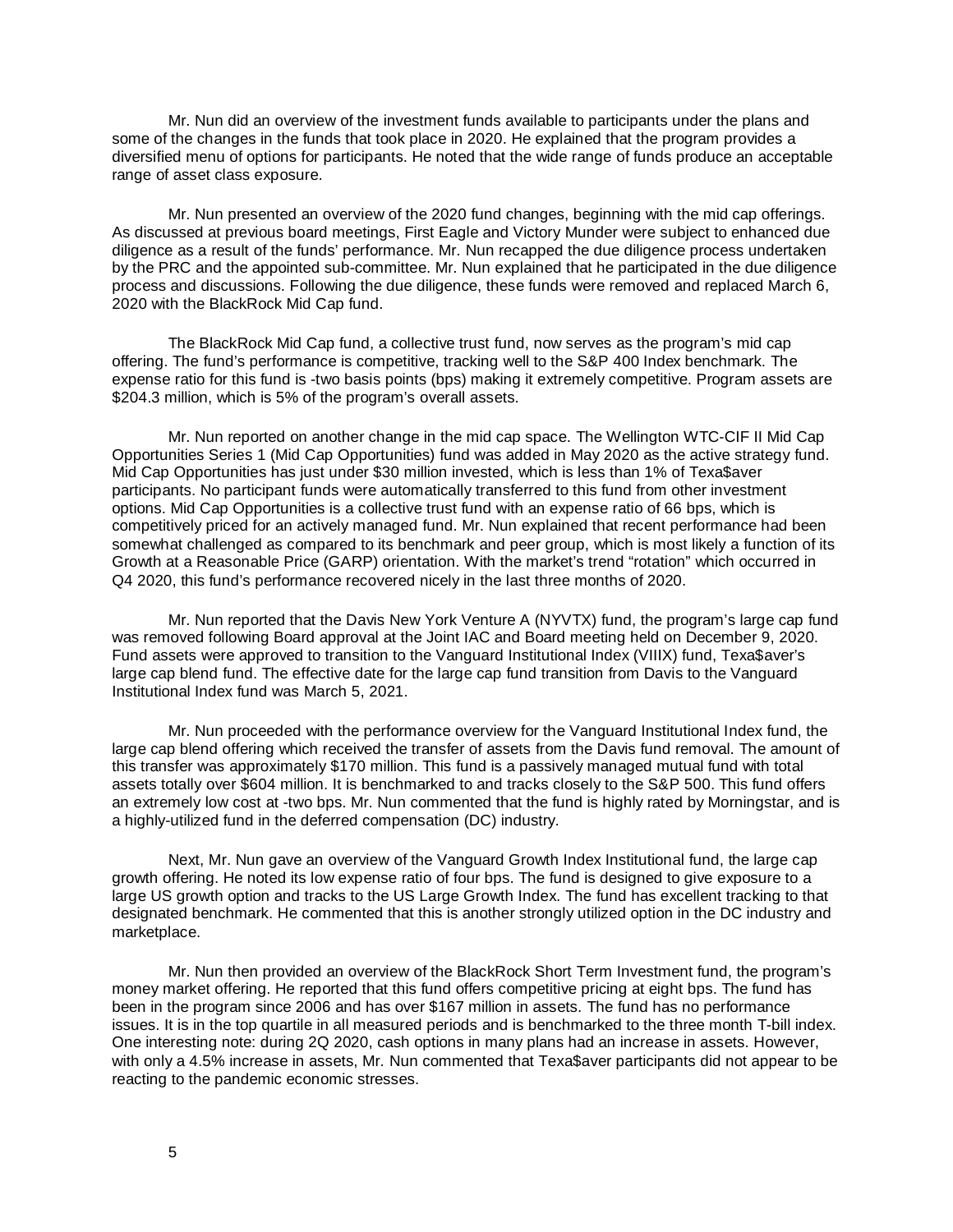Mr. Nun did an overview of the investment funds available to participants under the plans and some of the changes in the funds that took place in 2020. He explained that the program provides a diversified menu of options for participants. He noted that the wide range of funds produce an acceptable range of asset class exposure.

Mr. Nun presented an overview of the 2020 fund changes, beginning with the mid cap offerings. As discussed at previous board meetings, First Eagle and Victory Munder were subject to enhanced due diligence as a result of the funds' performance. Mr. Nun recapped the due diligence process undertaken by the PRC and the appointed sub-committee. Mr. Nun explained that he participated in the due diligence process and discussions. Following the due diligence, these funds were removed and replaced March 6, 2020 with the BlackRock Mid Cap fund.

The BlackRock Mid Cap fund, a collective trust fund, now serves as the program's mid cap offering. The fund's performance is competitive, tracking well to the S&P 400 Index benchmark. The expense ratio for this fund is -two basis points (bps) making it extremely competitive. Program assets are $204.3 million, which is 5% of the program's overall assets.

Mr. Nun reported on another change in the mid cap space. The Wellington WTC-CIF II Mid Cap Opportunities Series 1 (Mid Cap Opportunities) fund was added in May 2020 as the active strategy fund. Mid Cap Opportunities has just under $30 million invested, which is less than 1% of Texa$aver participants. No participant funds were automatically transferred to this fund from other investment options. Mid Cap Opportunities is a collective trust fund with an expense ratio of 66 bps, which is competitively priced for an actively managed fund. Mr. Nun explained that recent performance had been somewhat challenged as compared to its benchmark and peer group, which is most likely a function of its Growth at a Reasonable Price (GARP) orientation. With the market's trend "rotation" which occurred in Q4 2020, this fund's performance recovered nicely in the last three months of 2020.

Mr. Nun reported that the Davis New York Venture A (NYVTX) fund, the program's large cap fund was removed following Board approval at the Joint IAC and Board meeting held on December 9, 2020. Fund assets were approved to transition to the Vanguard Institutional Index (VIIIX) fund, Texa$aver's large cap blend fund. The effective date for the large cap fund transition from Davis to the Vanguard Institutional Index fund was March 5, 2021.

Mr. Nun proceeded with the performance overview for the Vanguard Institutional Index fund, the large cap blend offering which received the transfer of assets from the Davis fund removal. The amount of this transfer was approximately $170 million. This fund is a passively managed mutual fund with total assets totally over $604 million. It is benchmarked to and tracks closely to the S&P 500. This fund offers an extremely low cost at -two bps. Mr. Nun commented that the fund is highly rated by Morningstar, and is a highly-utilized fund in the deferred compensation (DC) industry.

Next, Mr. Nun gave an overview of the Vanguard Growth Index Institutional fund, the large cap growth offering. He noted its low expense ratio of four bps. The fund is designed to give exposure to a large US growth option and tracks to the US Large Growth Index. The fund has excellent tracking to that designated benchmark. He commented that this is another strongly utilized option in the DC industry and marketplace.

Mr. Nun then provided an overview of the BlackRock Short Term Investment fund, the program's money market offering. He reported that this fund offers competitive pricing at eight bps. The fund has been in the program since 2006 and has over $167 million in assets. The fund has no performance issues. It is in the top quartile in all measured periods and is benchmarked to the three month T-bill index. One interesting note: during 2Q 2020, cash options in many plans had an increase in assets. However, with only a 4.5% increase in assets, Mr. Nun commented that Texa$aver participants did not appear to be reacting to the pandemic economic stresses.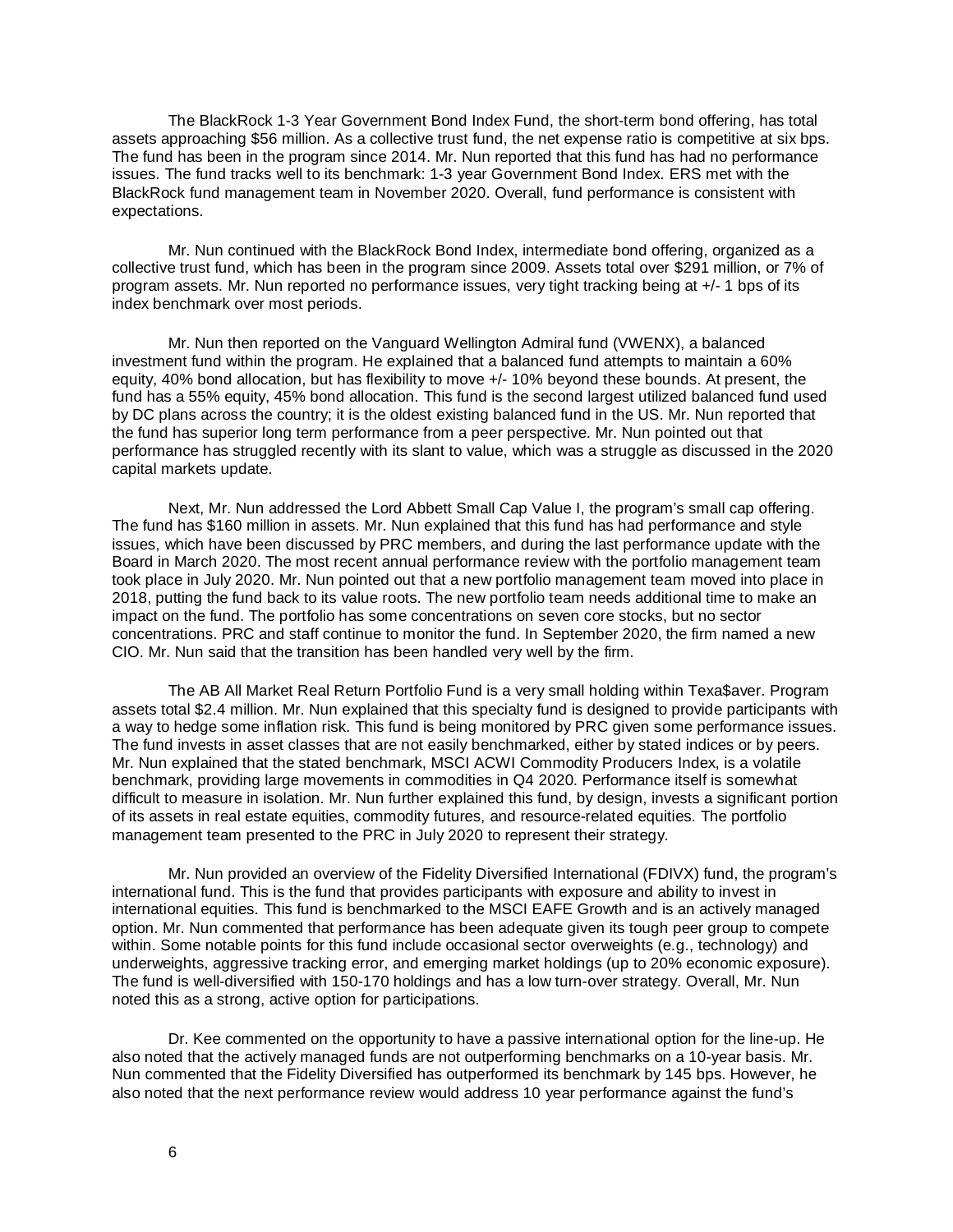The BlackRock 1-3 Year Government Bond Index Fund, the short-term bond offering, has total assets approaching $56 million. As a collective trust fund, the net expense ratio is competitive at six bps. The fund has been in the program since 2014. Mr. Nun reported that this fund has had no performance issues. The fund tracks well to its benchmark: 1-3 year Government Bond Index. ERS met with the BlackRock fund management team in November 2020. Overall, fund performance is consistent with expectations.

Mr. Nun continued with the BlackRock Bond Index, intermediate bond offering, organized as a collective trust fund, which has been in the program since 2009. Assets total over $291 million, or 7% of program assets. Mr. Nun reported no performance issues, very tight tracking being at +/- 1 bps of its index benchmark over most periods.

Mr. Nun then reported on the Vanguard Wellington Admiral fund (VWENX), a balanced investment fund within the program. He explained that a balanced fund attempts to maintain a 60% equity, 40% bond allocation, but has flexibility to move +/- 10% beyond these bounds. At present, the fund has a 55% equity, 45% bond allocation. This fund is the second largest utilized balanced fund used by DC plans across the country; it is the oldest existing balanced fund in the US. Mr. Nun reported that the fund has superior long term performance from a peer perspective. Mr. Nun pointed out that performance has struggled recently with its slant to value, which was a struggle as discussed in the 2020 capital markets update.

Next, Mr. Nun addressed the Lord Abbett Small Cap Value I, the program's small cap offering. The fund has $160 million in assets. Mr. Nun explained that this fund has had performance and style issues, which have been discussed by PRC members, and during the last performance update with the Board in March 2020. The most recent annual performance review with the portfolio management team took place in July 2020. Mr. Nun pointed out that a new portfolio management team moved into place in 2018, putting the fund back to its value roots. The new portfolio team needs additional time to make an impact on the fund. The portfolio has some concentrations on seven core stocks, but no sector concentrations. PRC and staff continue to monitor the fund. In September 2020, the firm named a new CIO. Mr. Nun said that the transition has been handled very well by the firm.

The AB All Market Real Return Portfolio Fund is a very small holding within Texa$aver. Program assets total $2.4 million. Mr. Nun explained that this specialty fund is designed to provide participants with a way to hedge some inflation risk. This fund is being monitored by PRC given some performance issues. The fund invests in asset classes that are not easily benchmarked, either by stated indices or by peers. Mr. Nun explained that the stated benchmark, MSCI ACWI Commodity Producers Index, is a volatile benchmark, providing large movements in commodities in Q4 2020. Performance itself is somewhat difficult to measure in isolation. Mr. Nun further explained this fund, by design, invests a significant portion of its assets in real estate equities, commodity futures, and resource-related equities. The portfolio management team presented to the PRC in July 2020 to represent their strategy.

Mr. Nun provided an overview of the Fidelity Diversified International (FDIVX) fund, the program's international fund. This is the fund that provides participants with exposure and ability to invest in international equities. This fund is benchmarked to the MSCI EAFE Growth and is an actively managed option. Mr. Nun commented that performance has been adequate given its tough peer group to compete within. Some notable points for this fund include occasional sector overweights (e.g., technology) and underweights, aggressive tracking error, and emerging market holdings (up to 20% economic exposure). The fund is well-diversified with 150-170 holdings and has a low turn-over strategy. Overall, Mr. Nun noted this as a strong, active option for participations.

Dr. Kee commented on the opportunity to have a passive international option for the line-up. He also noted that the actively managed funds are not outperforming benchmarks on a 10-year basis. Mr. Nun commented that the Fidelity Diversified has outperformed its benchmark by 145 bps. However, he also noted that the next performance review would address 10 year performance against the fund's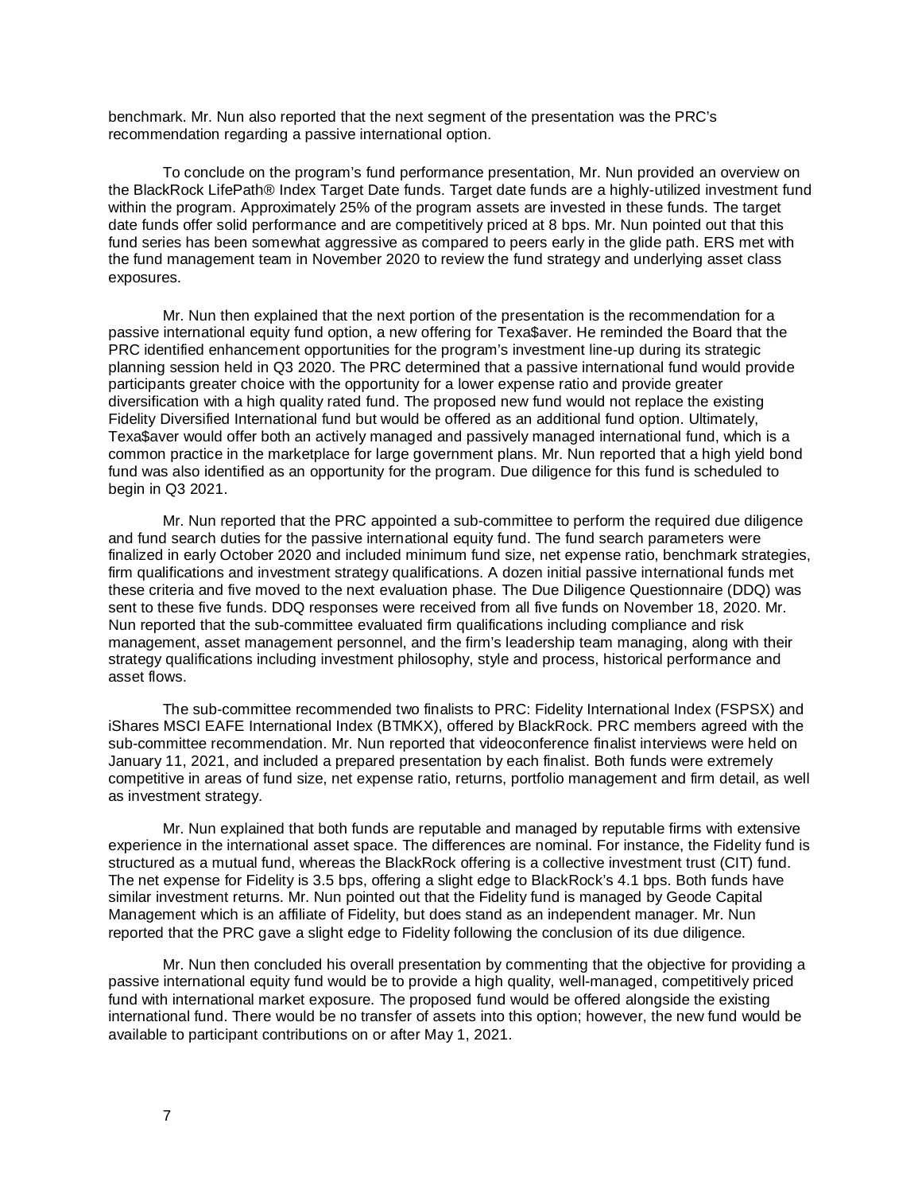benchmark. Mr. Nun also reported that the next segment of the presentation was the PRC's recommendation regarding a passive international option.

To conclude on the program's fund performance presentation, Mr. Nun provided an overview on the BlackRock LifePath® Index Target Date funds. Target date funds are a highly-utilized investment fund within the program. Approximately 25% of the program assets are invested in these funds. The target date funds offer solid performance and are competitively priced at 8 bps. Mr. Nun pointed out that this fund series has been somewhat aggressive as compared to peers early in the glide path. ERS met with the fund management team in November 2020 to review the fund strategy and underlying asset class exposures.

Mr. Nun then explained that the next portion of the presentation is the recommendation for a passive international equity fund option, a new offering for Texa$aver. He reminded the Board that the PRC identified enhancement opportunities for the program's investment line-up during its strategic planning session held in Q3 2020. The PRC determined that a passive international fund would provide participants greater choice with the opportunity for a lower expense ratio and provide greater diversification with a high quality rated fund. The proposed new fund would not replace the existing Fidelity Diversified International fund but would be offered as an additional fund option. Ultimately, Texa$aver would offer both an actively managed and passively managed international fund, which is a common practice in the marketplace for large government plans. Mr. Nun reported that a high yield bond fund was also identified as an opportunity for the program. Due diligence for this fund is scheduled to begin in Q3 2021.

Mr. Nun reported that the PRC appointed a sub-committee to perform the required due diligence and fund search duties for the passive international equity fund. The fund search parameters were finalized in early October 2020 and included minimum fund size, net expense ratio, benchmark strategies, firm qualifications and investment strategy qualifications. A dozen initial passive international funds met these criteria and five moved to the next evaluation phase. The Due Diligence Questionnaire (DDQ) was sent to these five funds. DDQ responses were received from all five funds on November 18, 2020. Mr. Nun reported that the sub-committee evaluated firm qualifications including compliance and risk management, asset management personnel, and the firm's leadership team managing, along with their strategy qualifications including investment philosophy, style and process, historical performance and asset flows.

The sub-committee recommended two finalists to PRC: Fidelity International Index (FSPSX) and iShares MSCI EAFE International Index (BTMKX), offered by BlackRock. PRC members agreed with the sub-committee recommendation. Mr. Nun reported that videoconference finalist interviews were held on January 11, 2021, and included a prepared presentation by each finalist. Both funds were extremely competitive in areas of fund size, net expense ratio, returns, portfolio management and firm detail, as well as investment strategy.

Mr. Nun explained that both funds are reputable and managed by reputable firms with extensive experience in the international asset space. The differences are nominal. For instance, the Fidelity fund is structured as a mutual fund, whereas the BlackRock offering is a collective investment trust (CIT) fund. The net expense for Fidelity is 3.5 bps, offering a slight edge to BlackRock's 4.1 bps. Both funds have similar investment returns. Mr. Nun pointed out that the Fidelity fund is managed by Geode Capital Management which is an affiliate of Fidelity, but does stand as an independent manager. Mr. Nun reported that the PRC gave a slight edge to Fidelity following the conclusion of its due diligence.

Mr. Nun then concluded his overall presentation by commenting that the objective for providing a passive international equity fund would be to provide a high quality, well-managed, competitively priced fund with international market exposure. The proposed fund would be offered alongside the existing international fund. There would be no transfer of assets into this option; however, the new fund would be available to participant contributions on or after May 1, 2021.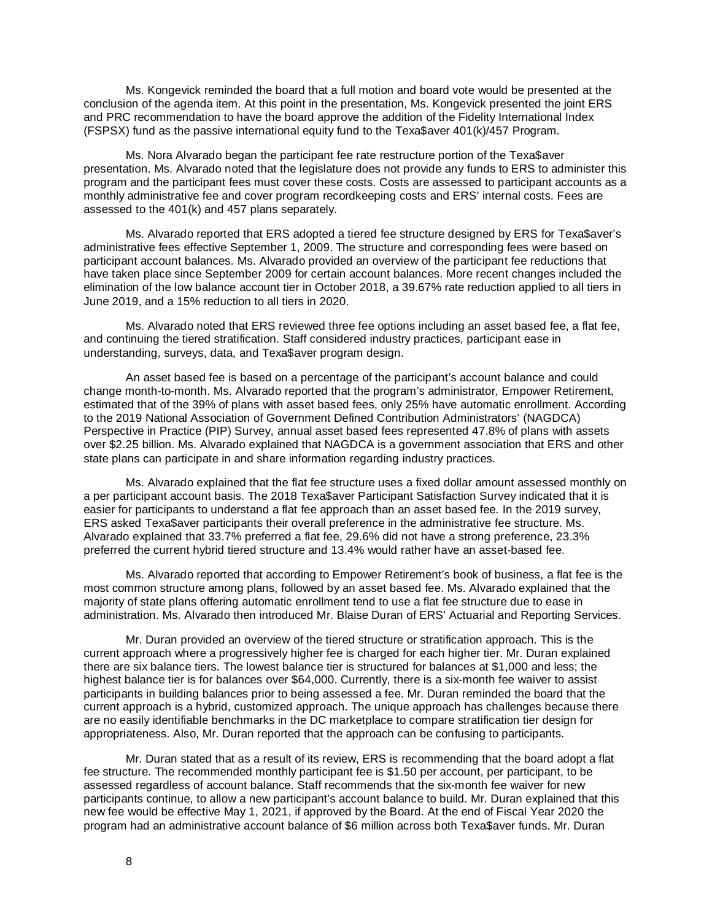Ms. Kongevick reminded the board that a full motion and board vote would be presented at the conclusion of the agenda item. At this point in the presentation, Ms. Kongevick presented the joint ERS and PRC recommendation to have the board approve the addition of the Fidelity International Index (FSPSX) fund as the passive international equity fund to the Texa$aver 401(k)/457 Program.

Ms. Nora Alvarado began the participant fee rate restructure portion of the Texa$aver presentation. Ms. Alvarado noted that the legislature does not provide any funds to ERS to administer this program and the participant fees must cover these costs. Costs are assessed to participant accounts as a monthly administrative fee and cover program recordkeeping costs and ERS' internal costs. Fees are assessed to the 401(k) and 457 plans separately.

Ms. Alvarado reported that ERS adopted a tiered fee structure designed by ERS for Texa$aver's administrative fees effective September 1, 2009. The structure and corresponding fees were based on participant account balances. Ms. Alvarado provided an overview of the participant fee reductions that have taken place since September 2009 for certain account balances. More recent changes included the elimination of the low balance account tier in October 2018, a 39.67% rate reduction applied to all tiers in June 2019, and a 15% reduction to all tiers in 2020.

Ms. Alvarado noted that ERS reviewed three fee options including an asset based fee, a flat fee, and continuing the tiered stratification. Staff considered industry practices, participant ease in understanding, surveys, data, and Texa$aver program design.

An asset based fee is based on a percentage of the participant's account balance and could change month-to-month. Ms. Alvarado reported that the program's administrator, Empower Retirement, estimated that of the 39% of plans with asset based fees, only 25% have automatic enrollment. According to the 2019 National Association of Government Defined Contribution Administrators' (NAGDCA) Perspective in Practice (PIP) Survey, annual asset based fees represented 47.8% of plans with assets over $2.25 billion. Ms. Alvarado explained that NAGDCA is a government association that ERS and other state plans can participate in and share information regarding industry practices.

Ms. Alvarado explained that the flat fee structure uses a fixed dollar amount assessed monthly on a per participant account basis. The 2018 Texa$aver Participant Satisfaction Survey indicated that it is easier for participants to understand a flat fee approach than an asset based fee. In the 2019 survey, ERS asked Texa$aver participants their overall preference in the administrative fee structure. Ms. Alvarado explained that 33.7% preferred a flat fee, 29.6% did not have a strong preference, 23.3% preferred the current hybrid tiered structure and 13.4% would rather have an asset-based fee.

Ms. Alvarado reported that according to Empower Retirement's book of business, a flat fee is the most common structure among plans, followed by an asset based fee. Ms. Alvarado explained that the majority of state plans offering automatic enrollment tend to use a flat fee structure due to ease in administration. Ms. Alvarado then introduced Mr. Blaise Duran of ERS' Actuarial and Reporting Services.

Mr. Duran provided an overview of the tiered structure or stratification approach. This is the current approach where a progressively higher fee is charged for each higher tier. Mr. Duran explained there are six balance tiers. The lowest balance tier is structured for balances at $1,000 and less; the highest balance tier is for balances over $64,000. Currently, there is a six-month fee waiver to assist participants in building balances prior to being assessed a fee. Mr. Duran reminded the board that the current approach is a hybrid, customized approach. The unique approach has challenges because there are no easily identifiable benchmarks in the DC marketplace to compare stratification tier design for appropriateness. Also, Mr. Duran reported that the approach can be confusing to participants.

Mr. Duran stated that as a result of its review, ERS is recommending that the board adopt a flat fee structure. The recommended monthly participant fee is $1.50 per account, per participant, to be assessed regardless of account balance. Staff recommends that the six-month fee waiver for new participants continue, to allow a new participant's account balance to build. Mr. Duran explained that this new fee would be effective May 1, 2021, if approved by the Board. At the end of Fiscal Year 2020 the program had an administrative account balance of $6 million across both Texa$aver funds. Mr. Duran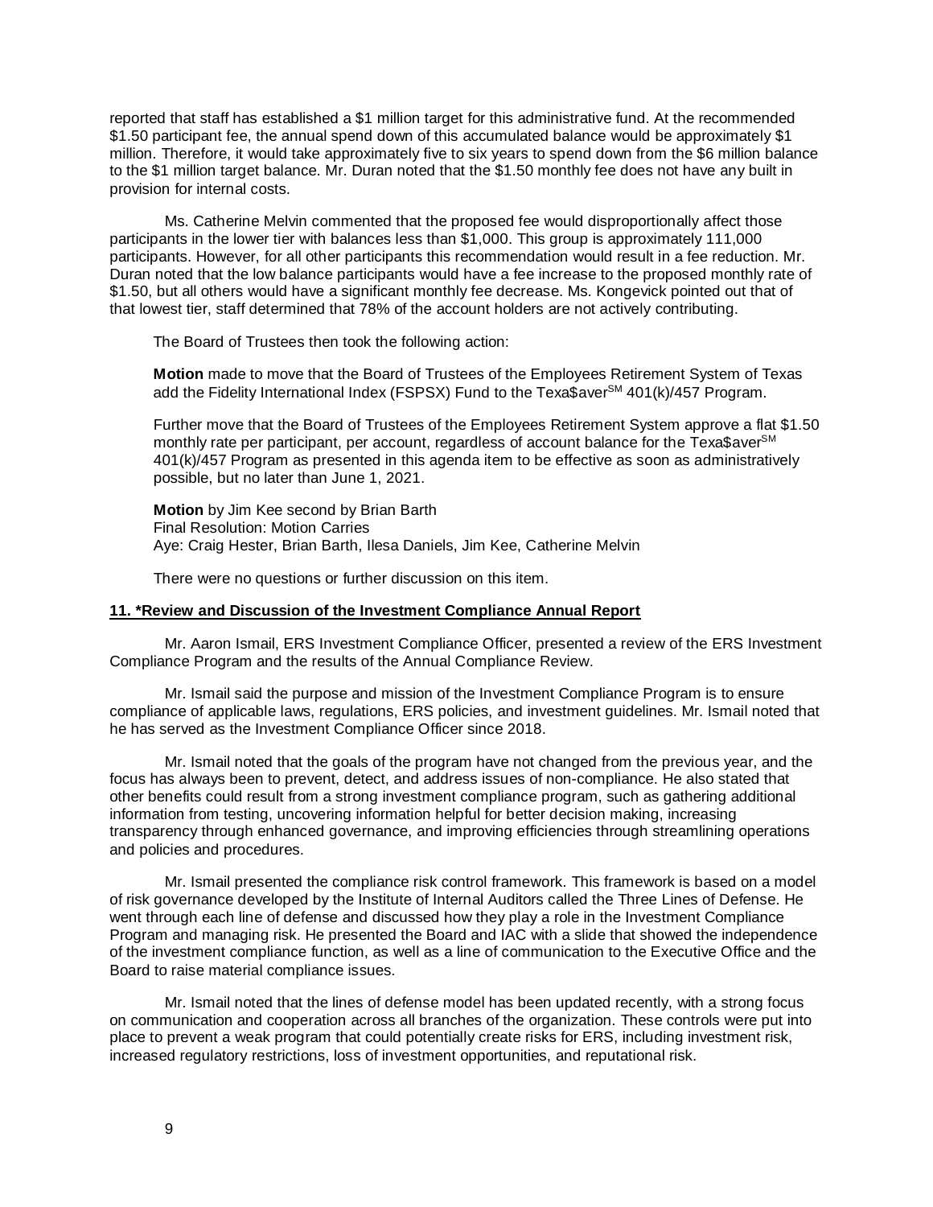reported that staff has established a $1 million target for this administrative fund. At the recommended $1.50 participant fee, the annual spend down of this accumulated balance would be approximately $1 million. Therefore, it would take approximately five to six years to spend down from the $6 million balance to the $1 million target balance. Mr. Duran noted that the $1.50 monthly fee does not have any built in provision for internal costs.

Ms. Catherine Melvin commented that the proposed fee would disproportionally affect those participants in the lower tier with balances less than $1,000. This group is approximately 111,000 participants. However, for all other participants this recommendation would result in a fee reduction. Mr. Duran noted that the low balance participants would have a fee increase to the proposed monthly rate of $1.50, but all others would have a significant monthly fee decrease. Ms. Kongevick pointed out that of that lowest tier, staff determined that 78% of the account holders are not actively contributing.

The Board of Trustees then took the following action:

**Motion** made to move that the Board of Trustees of the Employees Retirement System of Texas add the Fidelity International Index (FSPSX) Fund to the Texa$aver[SM] 401(k)/457 Program.

Further move that the Board of Trustees of the Employees Retirement System approve a flat $1.50 monthly rate per participant, per account, regardless of account balance for the Texa$aver[SM] 401(k)/457 Program as presented in this agenda item to be effective as soon as administratively possible, but no later than June 1, 2021.

**Motion** by Jim Kee second by Brian Barth
Final Resolution: Motion Carries
Aye: Craig Hester, Brian Barth, Ilesa Daniels, Jim Kee, Catherine Melvin

There were no questions or further discussion on this item.

**11. *Review and Discussion of the Investment Compliance Annual Report**

Mr. Aaron Ismail, ERS Investment Compliance Officer, presented a review of the ERS Investment Compliance Program and the results of the Annual Compliance Review.

Mr. Ismail said the purpose and mission of the Investment Compliance Program is to ensure compliance of applicable laws, regulations, ERS policies, and investment guidelines. Mr. Ismail noted that he has served as the Investment Compliance Officer since 2018.

Mr. Ismail noted that the goals of the program have not changed from the previous year, and the focus has always been to prevent, detect, and address issues of non-compliance. He also stated that other benefits could result from a strong investment compliance program, such as gathering additional information from testing, uncovering information helpful for better decision making, increasing transparency through enhanced governance, and improving efficiencies through streamlining operations and policies and procedures.

Mr. Ismail presented the compliance risk control framework. This framework is based on a model of risk governance developed by the Institute of Internal Auditors called the Three Lines of Defense. He went through each line of defense and discussed how they play a role in the Investment Compliance Program and managing risk. He presented the Board and IAC with a slide that showed the independence of the investment compliance function, as well as a line of communication to the Executive Office and the Board to raise material compliance issues.

Mr. Ismail noted that the lines of defense model has been updated recently, with a strong focus on communication and cooperation across all branches of the organization. These controls were put into place to prevent a weak program that could potentially create risks for ERS, including investment risk, increased regulatory restrictions, loss of investment opportunities, and reputational risk.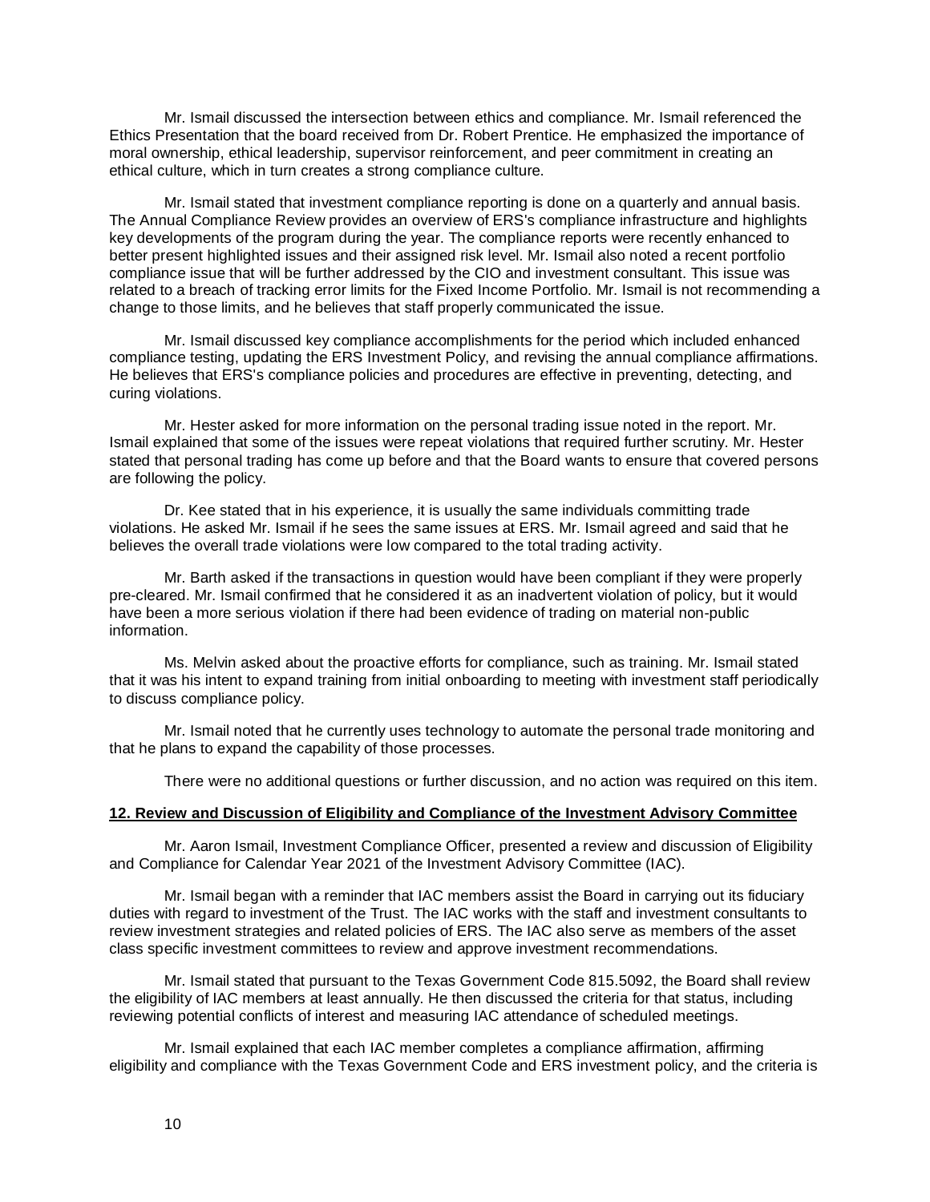Mr. Ismail discussed the intersection between ethics and compliance. Mr. Ismail referenced the Ethics Presentation that the board received from Dr. Robert Prentice. He emphasized the importance of moral ownership, ethical leadership, supervisor reinforcement, and peer commitment in creating an ethical culture, which in turn creates a strong compliance culture.

Mr. Ismail stated that investment compliance reporting is done on a quarterly and annual basis. The Annual Compliance Review provides an overview of ERS's compliance infrastructure and highlights key developments of the program during the year. The compliance reports were recently enhanced to better present highlighted issues and their assigned risk level. Mr. Ismail also noted a recent portfolio compliance issue that will be further addressed by the CIO and investment consultant. This issue was related to a breach of tracking error limits for the Fixed Income Portfolio. Mr. Ismail is not recommending a change to those limits, and he believes that staff properly communicated the issue.

Mr. Ismail discussed key compliance accomplishments for the period which included enhanced compliance testing, updating the ERS Investment Policy, and revising the annual compliance affirmations. He believes that ERS's compliance policies and procedures are effective in preventing, detecting, and curing violations.

Mr. Hester asked for more information on the personal trading issue noted in the report. Mr. Ismail explained that some of the issues were repeat violations that required further scrutiny. Mr. Hester stated that personal trading has come up before and that the Board wants to ensure that covered persons are following the policy.

Dr. Kee stated that in his experience, it is usually the same individuals committing trade violations. He asked Mr. Ismail if he sees the same issues at ERS. Mr. Ismail agreed and said that he believes the overall trade violations were low compared to the total trading activity.

Mr. Barth asked if the transactions in question would have been compliant if they were properly pre-cleared. Mr. Ismail confirmed that he considered it as an inadvertent violation of policy, but it would have been a more serious violation if there had been evidence of trading on material non-public information.

Ms. Melvin asked about the proactive efforts for compliance, such as training. Mr. Ismail stated that it was his intent to expand training from initial onboarding to meeting with investment staff periodically to discuss compliance policy.

Mr. Ismail noted that he currently uses technology to automate the personal trade monitoring and that he plans to expand the capability of those processes.

There were no additional questions or further discussion, and no action was required on this item.

**12. Review and Discussion of Eligibility and Compliance of the Investment Advisory Committee**

Mr. Aaron Ismail, Investment Compliance Officer, presented a review and discussion of Eligibility and Compliance for Calendar Year 2021 of the Investment Advisory Committee (IAC).

Mr. Ismail began with a reminder that IAC members assist the Board in carrying out its fiduciary duties with regard to investment of the Trust. The IAC works with the staff and investment consultants to review investment strategies and related policies of ERS. The IAC also serve as members of the asset class specific investment committees to review and approve investment recommendations.

Mr. Ismail stated that pursuant to the Texas Government Code 815.5092, the Board shall review the eligibility of IAC members at least annually. He then discussed the criteria for that status, including reviewing potential conflicts of interest and measuring IAC attendance of scheduled meetings.

Mr. Ismail explained that each IAC member completes a compliance affirmation, affirming eligibility and compliance with the Texas Government Code and ERS investment policy, and the criteria is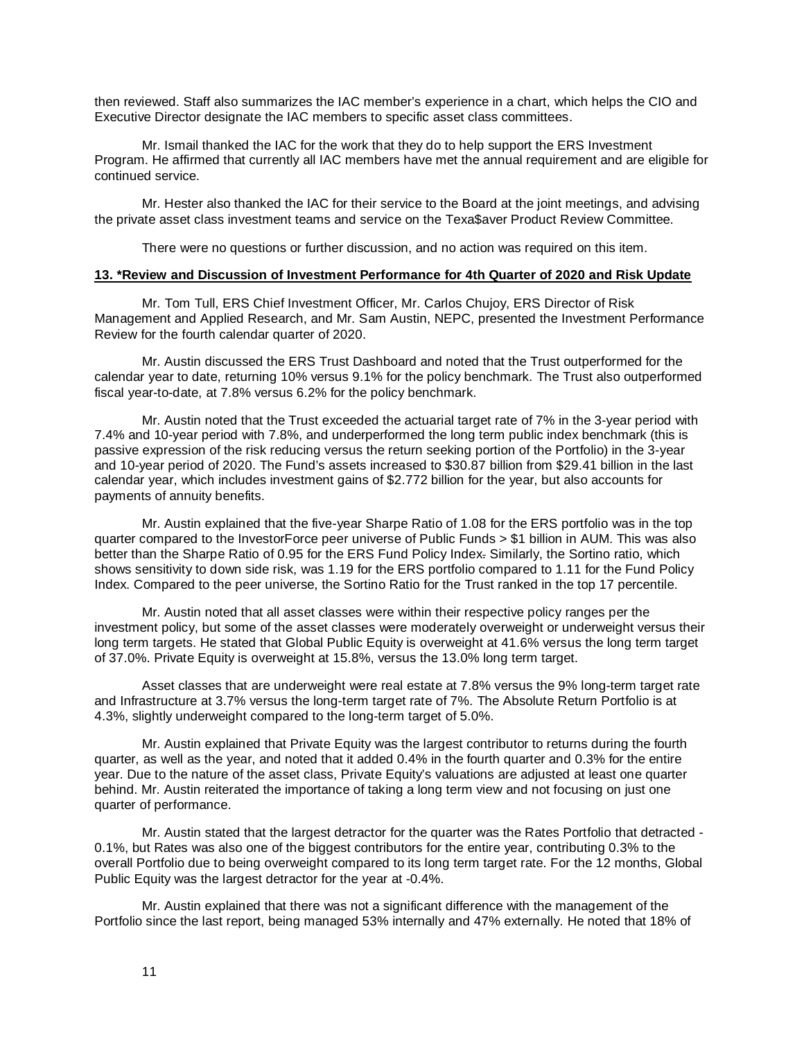then reviewed. Staff also summarizes the IAC member's experience in a chart, which helps the CIO and Executive Director designate the IAC members to specific asset class committees.

Mr. Ismail thanked the IAC for the work that they do to help support the ERS Investment Program. He affirmed that currently all IAC members have met the annual requirement and are eligible for continued service.

Mr. Hester also thanked the IAC for their service to the Board at the joint meetings, and advising the private asset class investment teams and service on the Texa$aver Product Review Committee.

There were no questions or further discussion, and no action was required on this item.

**13. *Review and Discussion of Investment Performance for 4th Quarter of 2020 and Risk Update**

Mr. Tom Tull, ERS Chief Investment Officer, Mr. Carlos Chujoy, ERS Director of Risk Management and Applied Research, and Mr. Sam Austin, NEPC, presented the Investment Performance Review for the fourth calendar quarter of 2020.

Mr. Austin discussed the ERS Trust Dashboard and noted that the Trust outperformed for the calendar year to date, returning 10% versus 9.1% for the policy benchmark. The Trust also outperformed fiscal year-to-date, at 7.8% versus 6.2% for the policy benchmark.

Mr. Austin noted that the Trust exceeded the actuarial target rate of 7% in the 3-year period with 7.4% and 10-year period with 7.8%, and underperformed the long term public index benchmark (this is passive expression of the risk reducing versus the return seeking portion of the Portfolio) in the 3-year and 10-year period of 2020. The Fund's assets increased to $30.87 billion from $29.41 billion in the last calendar year, which includes investment gains of $2.772 billion for the year, but also accounts for payments of annuity benefits.

Mr. Austin explained that the five-year Sharpe Ratio of 1.08 for the ERS portfolio was in the top quarter compared to the InvestorForce peer universe of Public Funds > $1 billion in AUM. This was also better than the Sharpe Ratio of 0.95 for the ERS Fund Policy Index. Similarly, the Sortino ratio, which shows sensitivity to down side risk, was 1.19 for the ERS portfolio compared to 1.11 for the Fund Policy Index. Compared to the peer universe, the Sortino Ratio for the Trust ranked in the top 17 percentile.

Mr. Austin noted that all asset classes were within their respective policy ranges per the investment policy, but some of the asset classes were moderately overweight or underweight versus their long term targets. He stated that Global Public Equity is overweight at 41.6% versus the long term target of 37.0%. Private Equity is overweight at 15.8%, versus the 13.0% long term target.

Asset classes that are underweight were real estate at 7.8% versus the 9% long-term target rate and Infrastructure at 3.7% versus the long-term target rate of 7%. The Absolute Return Portfolio is at 4.3%, slightly underweight compared to the long-term target of 5.0%.

Mr. Austin explained that Private Equity was the largest contributor to returns during the fourth quarter, as well as the year, and noted that it added 0.4% in the fourth quarter and 0.3% for the entire year. Due to the nature of the asset class, Private Equity's valuations are adjusted at least one quarter behind. Mr. Austin reiterated the importance of taking a long term view and not focusing on just one quarter of performance.

Mr. Austin stated that the largest detractor for the quarter was the Rates Portfolio that detracted -0.1%, but Rates was also one of the biggest contributors for the entire year, contributing 0.3% to the overall Portfolio due to being overweight compared to its long term target rate. For the 12 months, Global Public Equity was the largest detractor for the year at -0.4%.

Mr. Austin explained that there was not a significant difference with the management of the Portfolio since the last report, being managed 53% internally and 47% externally. He noted that 18% of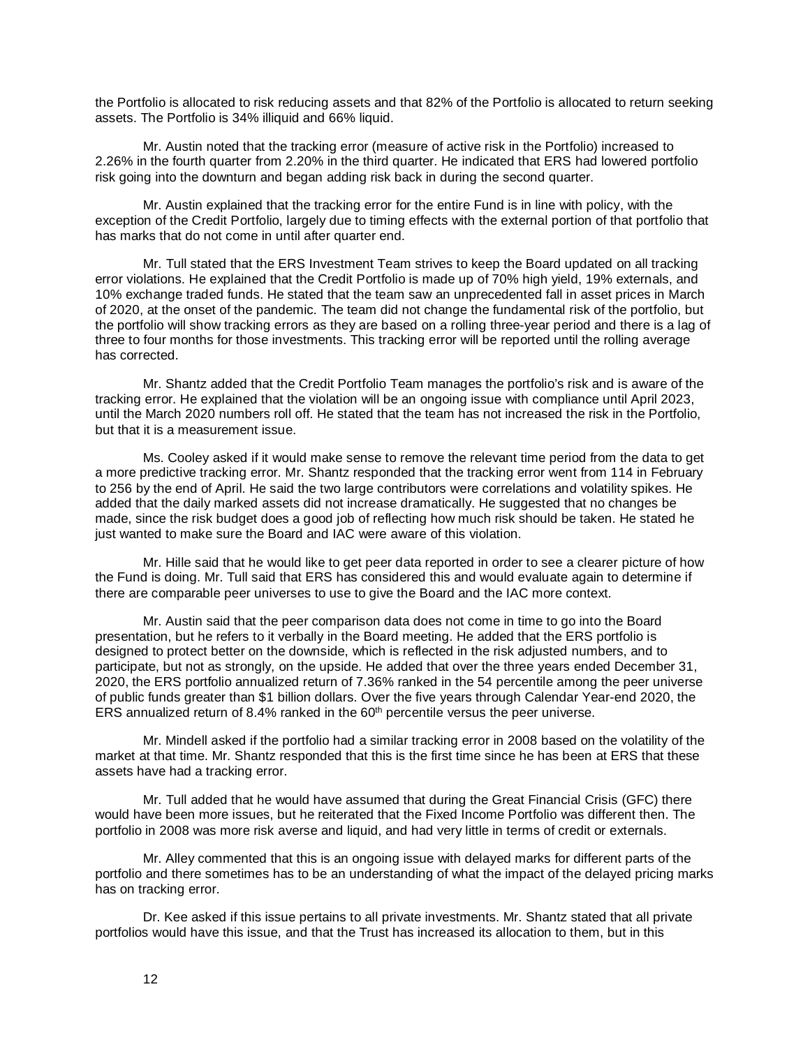the Portfolio is allocated to risk reducing assets and that 82% of the Portfolio is allocated to return seeking assets. The Portfolio is 34% illiquid and 66% liquid.

Mr. Austin noted that the tracking error (measure of active risk in the Portfolio) increased to 2.26% in the fourth quarter from 2.20% in the third quarter. He indicated that ERS had lowered portfolio risk going into the downturn and began adding risk back in during the second quarter.

Mr. Austin explained that the tracking error for the entire Fund is in line with policy, with the exception of the Credit Portfolio, largely due to timing effects with the external portion of that portfolio that has marks that do not come in until after quarter end.

Mr. Tull stated that the ERS Investment Team strives to keep the Board updated on all tracking error violations. He explained that the Credit Portfolio is made up of 70% high yield, 19% externals, and 10% exchange traded funds. He stated that the team saw an unprecedented fall in asset prices in March of 2020, at the onset of the pandemic. The team did not change the fundamental risk of the portfolio, but the portfolio will show tracking errors as they are based on a rolling three-year period and there is a lag of three to four months for those investments. This tracking error will be reported until the rolling average has corrected.

Mr. Shantz added that the Credit Portfolio Team manages the portfolio's risk and is aware of the tracking error. He explained that the violation will be an ongoing issue with compliance until April 2023, until the March 2020 numbers roll off. He stated that the team has not increased the risk in the Portfolio, but that it is a measurement issue.

Ms. Cooley asked if it would make sense to remove the relevant time period from the data to get a more predictive tracking error. Mr. Shantz responded that the tracking error went from 114 in February to 256 by the end of April. He said the two large contributors were correlations and volatility spikes. He added that the daily marked assets did not increase dramatically. He suggested that no changes be made, since the risk budget does a good job of reflecting how much risk should be taken. He stated he just wanted to make sure the Board and IAC were aware of this violation.

Mr. Hille said that he would like to get peer data reported in order to see a clearer picture of how the Fund is doing. Mr. Tull said that ERS has considered this and would evaluate again to determine if there are comparable peer universes to use to give the Board and the IAC more context.

Mr. Austin said that the peer comparison data does not come in time to go into the Board presentation, but he refers to it verbally in the Board meeting. He added that the ERS portfolio is designed to protect better on the downside, which is reflected in the risk adjusted numbers, and to participate, but not as strongly, on the upside. He added that over the three years ended December 31, 2020, the ERS portfolio annualized return of 7.36% ranked in the 54 percentile among the peer universe of public funds greater than $1 billion dollars. Over the five years through Calendar Year-end 2020, the ERS annualized return of 8.4% ranked in the 60th percentile versus the peer universe.

Mr. Mindell asked if the portfolio had a similar tracking error in 2008 based on the volatility of the market at that time. Mr. Shantz responded that this is the first time since he has been at ERS that these assets have had a tracking error.

Mr. Tull added that he would have assumed that during the Great Financial Crisis (GFC) there would have been more issues, but he reiterated that the Fixed Income Portfolio was different then. The portfolio in 2008 was more risk averse and liquid, and had very little in terms of credit or externals.

Mr. Alley commented that this is an ongoing issue with delayed marks for different parts of the portfolio and there sometimes has to be an understanding of what the impact of the delayed pricing marks has on tracking error.

Dr. Kee asked if this issue pertains to all private investments. Mr. Shantz stated that all private portfolios would have this issue, and that the Trust has increased its allocation to them, but in this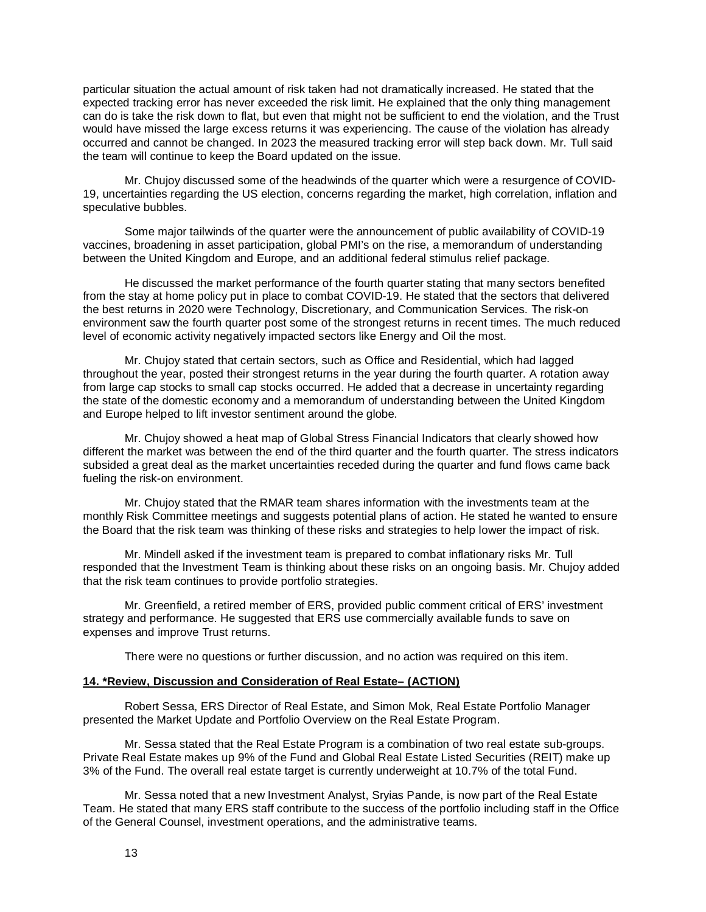particular situation the actual amount of risk taken had not dramatically increased. He stated that the expected tracking error has never exceeded the risk limit. He explained that the only thing management can do is take the risk down to flat, but even that might not be sufficient to end the violation, and the Trust would have missed the large excess returns it was experiencing. The cause of the violation has already occurred and cannot be changed. In 2023 the measured tracking error will step back down. Mr. Tull said the team will continue to keep the Board updated on the issue.

Mr. Chujoy discussed some of the headwinds of the quarter which were a resurgence of COVID-19, uncertainties regarding the US election, concerns regarding the market, high correlation, inflation and speculative bubbles.

Some major tailwinds of the quarter were the announcement of public availability of COVID-19 vaccines, broadening in asset participation, global PMI's on the rise, a memorandum of understanding between the United Kingdom and Europe, and an additional federal stimulus relief package.

He discussed the market performance of the fourth quarter stating that many sectors benefited from the stay at home policy put in place to combat COVID-19. He stated that the sectors that delivered the best returns in 2020 were Technology, Discretionary, and Communication Services. The risk-on environment saw the fourth quarter post some of the strongest returns in recent times. The much reduced level of economic activity negatively impacted sectors like Energy and Oil the most.

Mr. Chujoy stated that certain sectors, such as Office and Residential, which had lagged throughout the year, posted their strongest returns in the year during the fourth quarter. A rotation away from large cap stocks to small cap stocks occurred. He added that a decrease in uncertainty regarding the state of the domestic economy and a memorandum of understanding between the United Kingdom and Europe helped to lift investor sentiment around the globe.

Mr. Chujoy showed a heat map of Global Stress Financial Indicators that clearly showed how different the market was between the end of the third quarter and the fourth quarter. The stress indicators subsided a great deal as the market uncertainties receded during the quarter and fund flows came back fueling the risk-on environment.

Mr. Chujoy stated that the RMAR team shares information with the investments team at the monthly Risk Committee meetings and suggests potential plans of action. He stated he wanted to ensure the Board that the risk team was thinking of these risks and strategies to help lower the impact of risk.

Mr. Mindell asked if the investment team is prepared to combat inflationary risks Mr. Tull responded that the Investment Team is thinking about these risks on an ongoing basis. Mr. Chujoy added that the risk team continues to provide portfolio strategies.

Mr. Greenfield, a retired member of ERS, provided public comment critical of ERS' investment strategy and performance. He suggested that ERS use commercially available funds to save on expenses and improve Trust returns.

There were no questions or further discussion, and no action was required on this item.

**14. *Review, Discussion and Consideration of Real Estate– (ACTION)**

Robert Sessa, ERS Director of Real Estate, and Simon Mok, Real Estate Portfolio Manager presented the Market Update and Portfolio Overview on the Real Estate Program.

Mr. Sessa stated that the Real Estate Program is a combination of two real estate sub-groups. Private Real Estate makes up 9% of the Fund and Global Real Estate Listed Securities (REIT) make up 3% of the Fund. The overall real estate target is currently underweight at 10.7% of the total Fund.

Mr. Sessa noted that a new Investment Analyst, Sryias Pande, is now part of the Real Estate Team. He stated that many ERS staff contribute to the success of the portfolio including staff in the Office of the General Counsel, investment operations, and the administrative teams.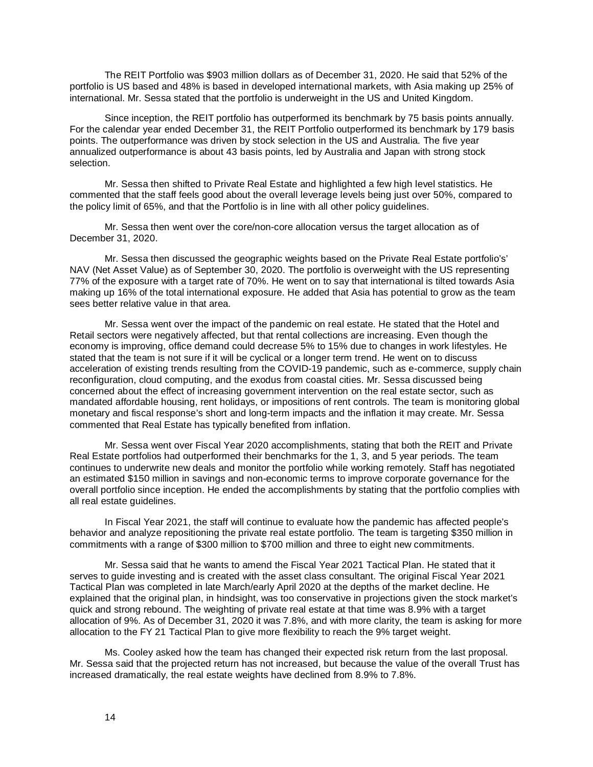The REIT Portfolio was $903 million dollars as of December 31, 2020. He said that 52% of the portfolio is US based and 48% is based in developed international markets, with Asia making up 25% of international. Mr. Sessa stated that the portfolio is underweight in the US and United Kingdom.

Since inception, the REIT portfolio has outperformed its benchmark by 75 basis points annually. For the calendar year ended December 31, the REIT Portfolio outperformed its benchmark by 179 basis points. The outperformance was driven by stock selection in the US and Australia. The five year annualized outperformance is about 43 basis points, led by Australia and Japan with strong stock selection.

Mr. Sessa then shifted to Private Real Estate and highlighted a few high level statistics. He commented that the staff feels good about the overall leverage levels being just over 50%, compared to the policy limit of 65%, and that the Portfolio is in line with all other policy guidelines.

Mr. Sessa then went over the core/non-core allocation versus the target allocation as of December 31, 2020.

Mr. Sessa then discussed the geographic weights based on the Private Real Estate portfolio's' NAV (Net Asset Value) as of September 30, 2020. The portfolio is overweight with the US representing 77% of the exposure with a target rate of 70%. He went on to say that international is tilted towards Asia making up 16% of the total international exposure. He added that Asia has potential to grow as the team sees better relative value in that area.

Mr. Sessa went over the impact of the pandemic on real estate. He stated that the Hotel and Retail sectors were negatively affected, but that rental collections are increasing. Even though the economy is improving, office demand could decrease 5% to 15% due to changes in work lifestyles. He stated that the team is not sure if it will be cyclical or a longer term trend. He went on to discuss acceleration of existing trends resulting from the COVID-19 pandemic, such as e-commerce, supply chain reconfiguration, cloud computing, and the exodus from coastal cities. Mr. Sessa discussed being concerned about the effect of increasing government intervention on the real estate sector, such as mandated affordable housing, rent holidays, or impositions of rent controls. The team is monitoring global monetary and fiscal response's short and long-term impacts and the inflation it may create. Mr. Sessa commented that Real Estate has typically benefited from inflation.

Mr. Sessa went over Fiscal Year 2020 accomplishments, stating that both the REIT and Private Real Estate portfolios had outperformed their benchmarks for the 1, 3, and 5 year periods. The team continues to underwrite new deals and monitor the portfolio while working remotely. Staff has negotiated an estimated $150 million in savings and non-economic terms to improve corporate governance for the overall portfolio since inception. He ended the accomplishments by stating that the portfolio complies with all real estate guidelines.

In Fiscal Year 2021, the staff will continue to evaluate how the pandemic has affected people's behavior and analyze repositioning the private real estate portfolio. The team is targeting $350 million in commitments with a range of $300 million to $700 million and three to eight new commitments.

Mr. Sessa said that he wants to amend the Fiscal Year 2021 Tactical Plan. He stated that it serves to guide investing and is created with the asset class consultant. The original Fiscal Year 2021 Tactical Plan was completed in late March/early April 2020 at the depths of the market decline. He explained that the original plan, in hindsight, was too conservative in projections given the stock market's quick and strong rebound. The weighting of private real estate at that time was 8.9% with a target allocation of 9%. As of December 31, 2020 it was 7.8%, and with more clarity, the team is asking for more allocation to the FY 21 Tactical Plan to give more flexibility to reach the 9% target weight.

Ms. Cooley asked how the team has changed their expected risk return from the last proposal. Mr. Sessa said that the projected return has not increased, but because the value of the overall Trust has increased dramatically, the real estate weights have declined from 8.9% to 7.8%.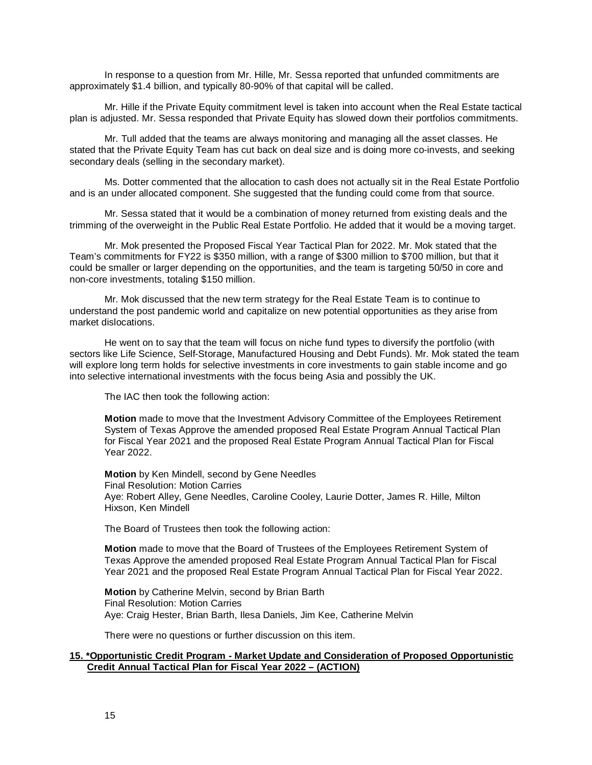In response to a question from Mr. Hille, Mr. Sessa reported that unfunded commitments are approximately $1.4 billion, and typically 80-90% of that capital will be called.

Mr. Hille if the Private Equity commitment level is taken into account when the Real Estate tactical plan is adjusted. Mr. Sessa responded that Private Equity has slowed down their portfolios commitments.

Mr. Tull added that the teams are always monitoring and managing all the asset classes. He stated that the Private Equity Team has cut back on deal size and is doing more co-invests, and seeking secondary deals (selling in the secondary market).

Ms. Dotter commented that the allocation to cash does not actually sit in the Real Estate Portfolio and is an under allocated component. She suggested that the funding could come from that source.

Mr. Sessa stated that it would be a combination of money returned from existing deals and the trimming of the overweight in the Public Real Estate Portfolio. He added that it would be a moving target.

Mr. Mok presented the Proposed Fiscal Year Tactical Plan for 2022. Mr. Mok stated that the Team's commitments for FY22 is $350 million, with a range of $300 million to $700 million, but that it could be smaller or larger depending on the opportunities, and the team is targeting 50/50 in core and non-core investments, totaling $150 million.

Mr. Mok discussed that the new term strategy for the Real Estate Team is to continue to understand the post pandemic world and capitalize on new potential opportunities as they arise from market dislocations.

He went on to say that the team will focus on niche fund types to diversify the portfolio (with sectors like Life Science, Self-Storage, Manufactured Housing and Debt Funds). Mr. Mok stated the team will explore long term holds for selective investments in core investments to gain stable income and go into selective international investments with the focus being Asia and possibly the UK.

The IAC then took the following action:

**Motion** made to move that the Investment Advisory Committee of the Employees Retirement System of Texas Approve the amended proposed Real Estate Program Annual Tactical Plan for Fiscal Year 2021 and the proposed Real Estate Program Annual Tactical Plan for Fiscal Year 2022.

**Motion** by Ken Mindell, second by Gene Needles
Final Resolution: Motion Carries
Aye: Robert Alley, Gene Needles, Caroline Cooley, Laurie Dotter, James R. Hille, Milton Hixson, Ken Mindell

The Board of Trustees then took the following action:

**Motion** made to move that the Board of Trustees of the Employees Retirement System of Texas Approve the amended proposed Real Estate Program Annual Tactical Plan for Fiscal Year 2021 and the proposed Real Estate Program Annual Tactical Plan for Fiscal Year 2022.

**Motion** by Catherine Melvin, second by Brian Barth
Final Resolution: Motion Carries
Aye: Craig Hester, Brian Barth, Ilesa Daniels, Jim Kee, Catherine Melvin

There were no questions or further discussion on this item.

**15. *Opportunistic Credit Program - Market Update and Consideration of Proposed Opportunistic Credit Annual Tactical Plan for Fiscal Year 2022 – (ACTION)**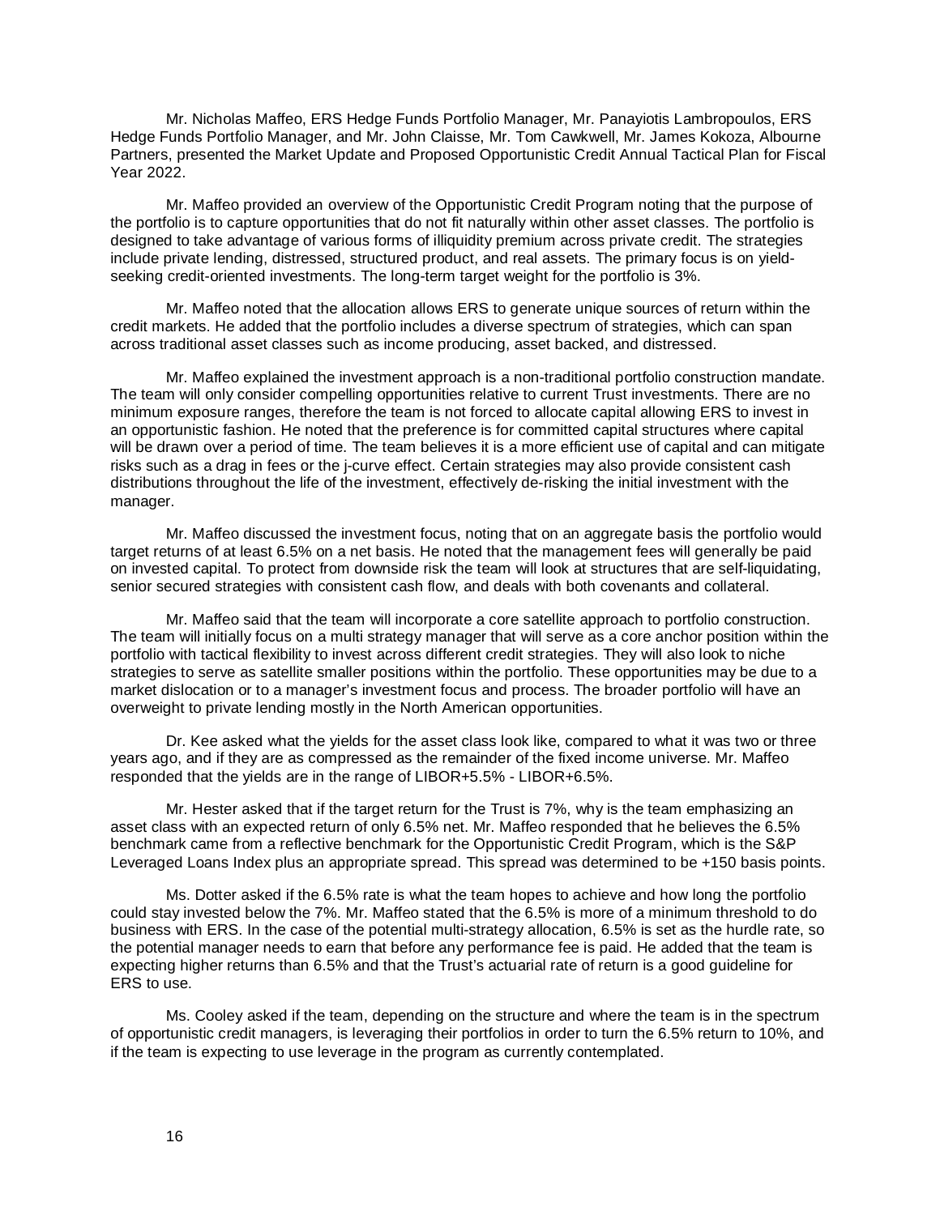Mr. Nicholas Maffeo, ERS Hedge Funds Portfolio Manager, Mr. Panayiotis Lambropoulos, ERS Hedge Funds Portfolio Manager, and Mr. John Claisse, Mr. Tom Cawkwell, Mr. James Kokoza, Albourne Partners, presented the Market Update and Proposed Opportunistic Credit Annual Tactical Plan for Fiscal Year 2022.

Mr. Maffeo provided an overview of the Opportunistic Credit Program noting that the purpose of the portfolio is to capture opportunities that do not fit naturally within other asset classes. The portfolio is designed to take advantage of various forms of illiquidity premium across private credit. The strategies include private lending, distressed, structured product, and real assets. The primary focus is on yield-seeking credit-oriented investments. The long-term target weight for the portfolio is 3%.

Mr. Maffeo noted that the allocation allows ERS to generate unique sources of return within the credit markets. He added that the portfolio includes a diverse spectrum of strategies, which can span across traditional asset classes such as income producing, asset backed, and distressed.

Mr. Maffeo explained the investment approach is a non-traditional portfolio construction mandate. The team will only consider compelling opportunities relative to current Trust investments. There are no minimum exposure ranges, therefore the team is not forced to allocate capital allowing ERS to invest in an opportunistic fashion. He noted that the preference is for committed capital structures where capital will be drawn over a period of time. The team believes it is a more efficient use of capital and can mitigate risks such as a drag in fees or the j-curve effect. Certain strategies may also provide consistent cash distributions throughout the life of the investment, effectively de-risking the initial investment with the manager.

Mr. Maffeo discussed the investment focus, noting that on an aggregate basis the portfolio would target returns of at least 6.5% on a net basis. He noted that the management fees will generally be paid on invested capital. To protect from downside risk the team will look at structures that are self-liquidating, senior secured strategies with consistent cash flow, and deals with both covenants and collateral.

Mr. Maffeo said that the team will incorporate a core satellite approach to portfolio construction. The team will initially focus on a multi strategy manager that will serve as a core anchor position within the portfolio with tactical flexibility to invest across different credit strategies. They will also look to niche strategies to serve as satellite smaller positions within the portfolio. These opportunities may be due to a market dislocation or to a manager's investment focus and process. The broader portfolio will have an overweight to private lending mostly in the North American opportunities.

Dr. Kee asked what the yields for the asset class look like, compared to what it was two or three years ago, and if they are as compressed as the remainder of the fixed income universe. Mr. Maffeo responded that the yields are in the range of LIBOR+5.5% - LIBOR+6.5%.

Mr. Hester asked that if the target return for the Trust is 7%, why is the team emphasizing an asset class with an expected return of only 6.5% net. Mr. Maffeo responded that he believes the 6.5% benchmark came from a reflective benchmark for the Opportunistic Credit Program, which is the S&P Leveraged Loans Index plus an appropriate spread. This spread was determined to be +150 basis points.

Ms. Dotter asked if the 6.5% rate is what the team hopes to achieve and how long the portfolio could stay invested below the 7%. Mr. Maffeo stated that the 6.5% is more of a minimum threshold to do business with ERS. In the case of the potential multi-strategy allocation, 6.5% is set as the hurdle rate, so the potential manager needs to earn that before any performance fee is paid. He added that the team is expecting higher returns than 6.5% and that the Trust's actuarial rate of return is a good guideline for ERS to use.

Ms. Cooley asked if the team, depending on the structure and where the team is in the spectrum of opportunistic credit managers, is leveraging their portfolios in order to turn the 6.5% return to 10%, and if the team is expecting to use leverage in the program as currently contemplated.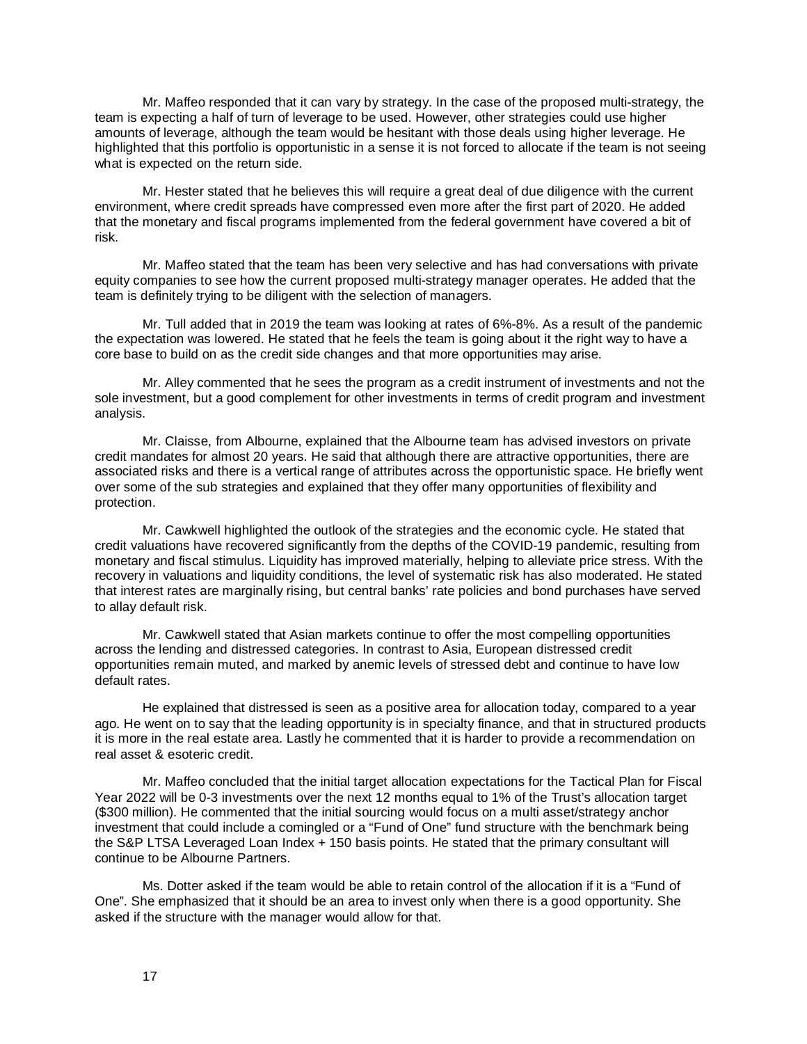Mr. Maffeo responded that it can vary by strategy. In the case of the proposed multi-strategy, the team is expecting a half of turn of leverage to be used. However, other strategies could use higher amounts of leverage, although the team would be hesitant with those deals using higher leverage. He highlighted that this portfolio is opportunistic in a sense it is not forced to allocate if the team is not seeing what is expected on the return side.

Mr. Hester stated that he believes this will require a great deal of due diligence with the current environment, where credit spreads have compressed even more after the first part of 2020. He added that the monetary and fiscal programs implemented from the federal government have covered a bit of risk.

Mr. Maffeo stated that the team has been very selective and has had conversations with private equity companies to see how the current proposed multi-strategy manager operates. He added that the team is definitely trying to be diligent with the selection of managers.

Mr. Tull added that in 2019 the team was looking at rates of 6%-8%. As a result of the pandemic the expectation was lowered. He stated that he feels the team is going about it the right way to have a core base to build on as the credit side changes and that more opportunities may arise.

Mr. Alley commented that he sees the program as a credit instrument of investments and not the sole investment, but a good complement for other investments in terms of credit program and investment analysis.

Mr. Claisse, from Albourne, explained that the Albourne team has advised investors on private credit mandates for almost 20 years. He said that although there are attractive opportunities, there are associated risks and there is a vertical range of attributes across the opportunistic space. He briefly went over some of the sub strategies and explained that they offer many opportunities of flexibility and protection.

Mr. Cawkwell highlighted the outlook of the strategies and the economic cycle. He stated that credit valuations have recovered significantly from the depths of the COVID-19 pandemic, resulting from monetary and fiscal stimulus. Liquidity has improved materially, helping to alleviate price stress. With the recovery in valuations and liquidity conditions, the level of systematic risk has also moderated. He stated that interest rates are marginally rising, but central banks' rate policies and bond purchases have served to allay default risk.

Mr. Cawkwell stated that Asian markets continue to offer the most compelling opportunities across the lending and distressed categories. In contrast to Asia, European distressed credit opportunities remain muted, and marked by anemic levels of stressed debt and continue to have low default rates.

He explained that distressed is seen as a positive area for allocation today, compared to a year ago. He went on to say that the leading opportunity is in specialty finance, and that in structured products it is more in the real estate area. Lastly he commented that it is harder to provide a recommendation on real asset & esoteric credit.

Mr. Maffeo concluded that the initial target allocation expectations for the Tactical Plan for Fiscal Year 2022 will be 0-3 investments over the next 12 months equal to 1% of the Trust's allocation target ($300 million). He commented that the initial sourcing would focus on a multi asset/strategy anchor investment that could include a comingled or a "Fund of One" fund structure with the benchmark being the S&P LTSA Leveraged Loan Index + 150 basis points. He stated that the primary consultant will continue to be Albourne Partners.

Ms. Dotter asked if the team would be able to retain control of the allocation if it is a "Fund of One". She emphasized that it should be an area to invest only when there is a good opportunity. She asked if the structure with the manager would allow for that.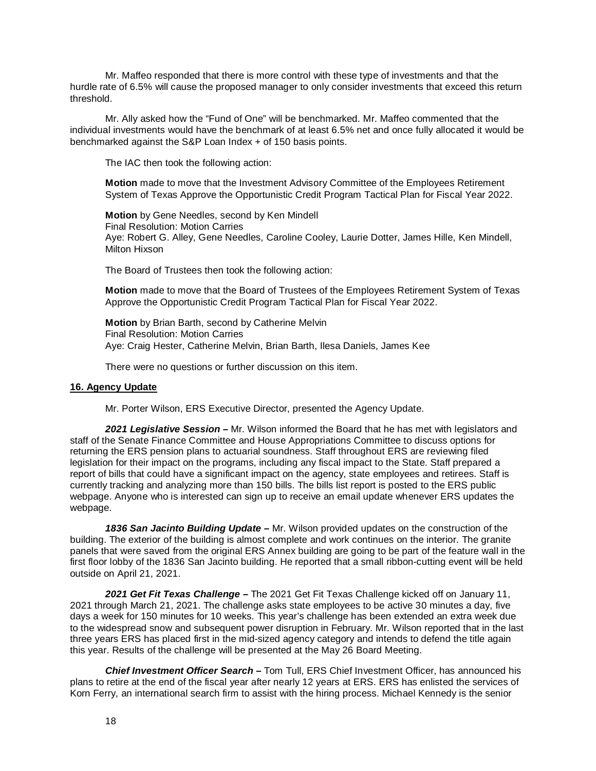Mr. Maffeo responded that there is more control with these type of investments and that the hurdle rate of 6.5% will cause the proposed manager to only consider investments that exceed this return threshold.

Mr. Ally asked how the "Fund of One" will be benchmarked. Mr. Maffeo commented that the individual investments would have the benchmark of at least 6.5% net and once fully allocated it would be benchmarked against the S&P Loan Index + of 150 basis points.

The IAC then took the following action:

**Motion** made to move that the Investment Advisory Committee of the Employees Retirement System of Texas Approve the Opportunistic Credit Program Tactical Plan for Fiscal Year 2022.

**Motion** by Gene Needles, second by Ken Mindell
Final Resolution: Motion Carries
Aye: Robert G. Alley, Gene Needles, Caroline Cooley, Laurie Dotter, James Hille, Ken Mindell, Milton Hixson

The Board of Trustees then took the following action:

**Motion** made to move that the Board of Trustees of the Employees Retirement System of Texas Approve the Opportunistic Credit Program Tactical Plan for Fiscal Year 2022.

**Motion** by Brian Barth, second by Catherine Melvin
Final Resolution: Motion Carries
Aye: Craig Hester, Catherine Melvin, Brian Barth, Ilesa Daniels, James Kee

There were no questions or further discussion on this item.

**16. Agency Update**

Mr. Porter Wilson, ERS Executive Director, presented the Agency Update.

***2021 Legislative Session –*** Mr. Wilson informed the Board that he has met with legislators and staff of the Senate Finance Committee and House Appropriations Committee to discuss options for returning the ERS pension plans to actuarial soundness. Staff throughout ERS are reviewing filed legislation for their impact on the programs, including any fiscal impact to the State. Staff prepared a report of bills that could have a significant impact on the agency, state employees and retirees. Staff is currently tracking and analyzing more than 150 bills. The bills list report is posted to the ERS public webpage. Anyone who is interested can sign up to receive an email update whenever ERS updates the webpage.

***1836 San Jacinto Building Update –*** Mr. Wilson provided updates on the construction of the building. The exterior of the building is almost complete and work continues on the interior. The granite panels that were saved from the original ERS Annex building are going to be part of the feature wall in the first floor lobby of the 1836 San Jacinto building. He reported that a small ribbon-cutting event will be held outside on April 21, 2021.

***2021 Get Fit Texas Challenge –*** The 2021 Get Fit Texas Challenge kicked off on January 11, 2021 through March 21, 2021. The challenge asks state employees to be active 30 minutes a day, five days a week for 150 minutes for 10 weeks. This year's challenge has been extended an extra week due to the widespread snow and subsequent power disruption in February. Mr. Wilson reported that in the last three years ERS has placed first in the mid-sized agency category and intends to defend the title again this year. Results of the challenge will be presented at the May 26 Board Meeting.

***Chief Investment Officer Search –*** Tom Tull, ERS Chief Investment Officer, has announced his plans to retire at the end of the fiscal year after nearly 12 years at ERS. ERS has enlisted the services of Korn Ferry, an international search firm to assist with the hiring process. Michael Kennedy is the senior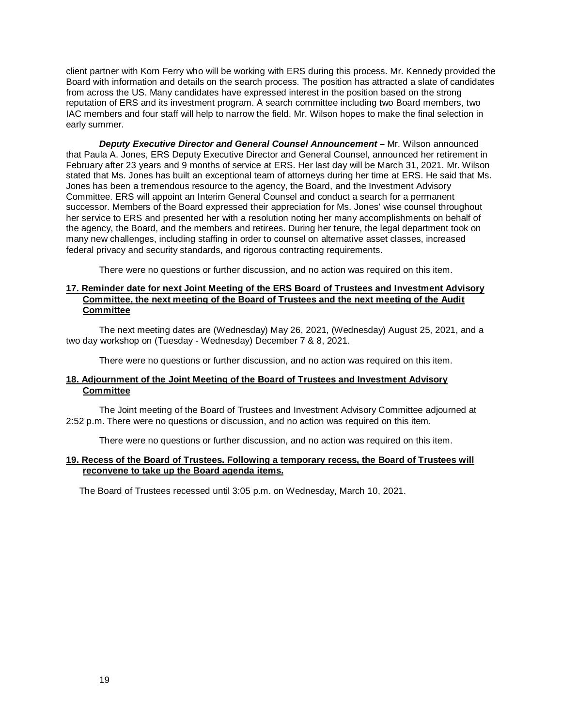client partner with Korn Ferry who will be working with ERS during this process. Mr. Kennedy provided the Board with information and details on the search process. The position has attracted a slate of candidates from across the US. Many candidates have expressed interest in the position based on the strong reputation of ERS and its investment program. A search committee including two Board members, two IAC members and four staff will help to narrow the field. Mr. Wilson hopes to make the final selection in early summer.

***Deputy Executive Director and General Counsel Announcement –*** Mr. Wilson announced that Paula A. Jones, ERS Deputy Executive Director and General Counsel, announced her retirement in February after 23 years and 9 months of service at ERS. Her last day will be March 31, 2021. Mr. Wilson stated that Ms. Jones has built an exceptional team of attorneys during her time at ERS. He said that Ms. Jones has been a tremendous resource to the agency, the Board, and the Investment Advisory Committee. ERS will appoint an Interim General Counsel and conduct a search for a permanent successor. Members of the Board expressed their appreciation for Ms. Jones' wise counsel throughout her service to ERS and presented her with a resolution noting her many accomplishments on behalf of the agency, the Board, and the members and retirees. During her tenure, the legal department took on many new challenges, including staffing in order to counsel on alternative asset classes, increased federal privacy and security standards, and rigorous contracting requirements.

There were no questions or further discussion, and no action was required on this item.

**17. Reminder date for next Joint Meeting of the ERS Board of Trustees and Investment Advisory Committee, the next meeting of the Board of Trustees and the next meeting of the Audit Committee**

The next meeting dates are (Wednesday) May 26, 2021, (Wednesday) August 25, 2021, and a two day workshop on (Tuesday - Wednesday) December 7 & 8, 2021.

There were no questions or further discussion, and no action was required on this item.

**18. Adjournment of the Joint Meeting of the Board of Trustees and Investment Advisory Committee**

The Joint meeting of the Board of Trustees and Investment Advisory Committee adjourned at 2:52 p.m. There were no questions or discussion, and no action was required on this item.

There were no questions or further discussion, and no action was required on this item.

**19. Recess of the Board of Trustees. Following a temporary recess, the Board of Trustees will reconvene to take up the Board agenda items.**

The Board of Trustees recessed until 3:05 p.m. on Wednesday, March 10, 2021.